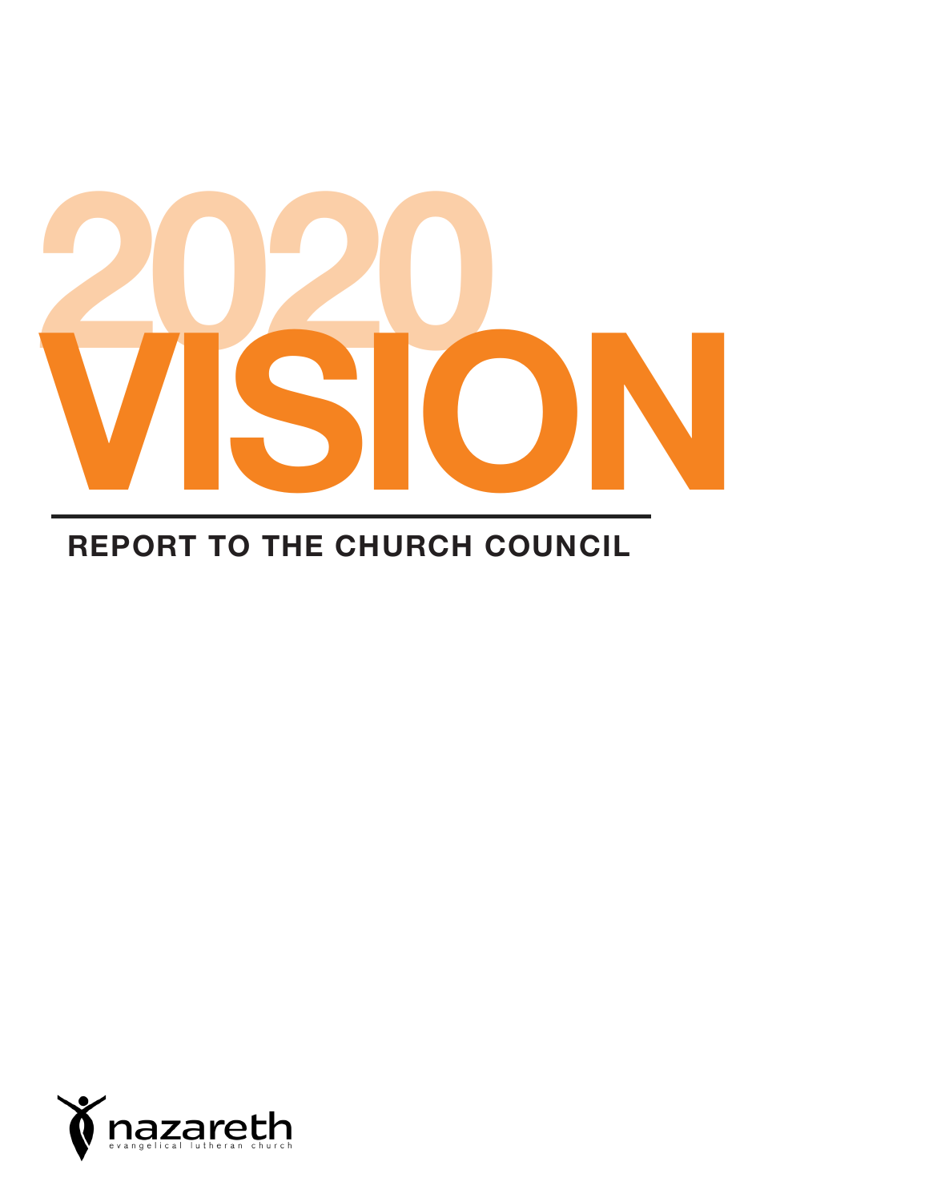# 2020 VISION

## REPORT TO THE CHURCH COUNCIL

nazareth
evangelical lutheran church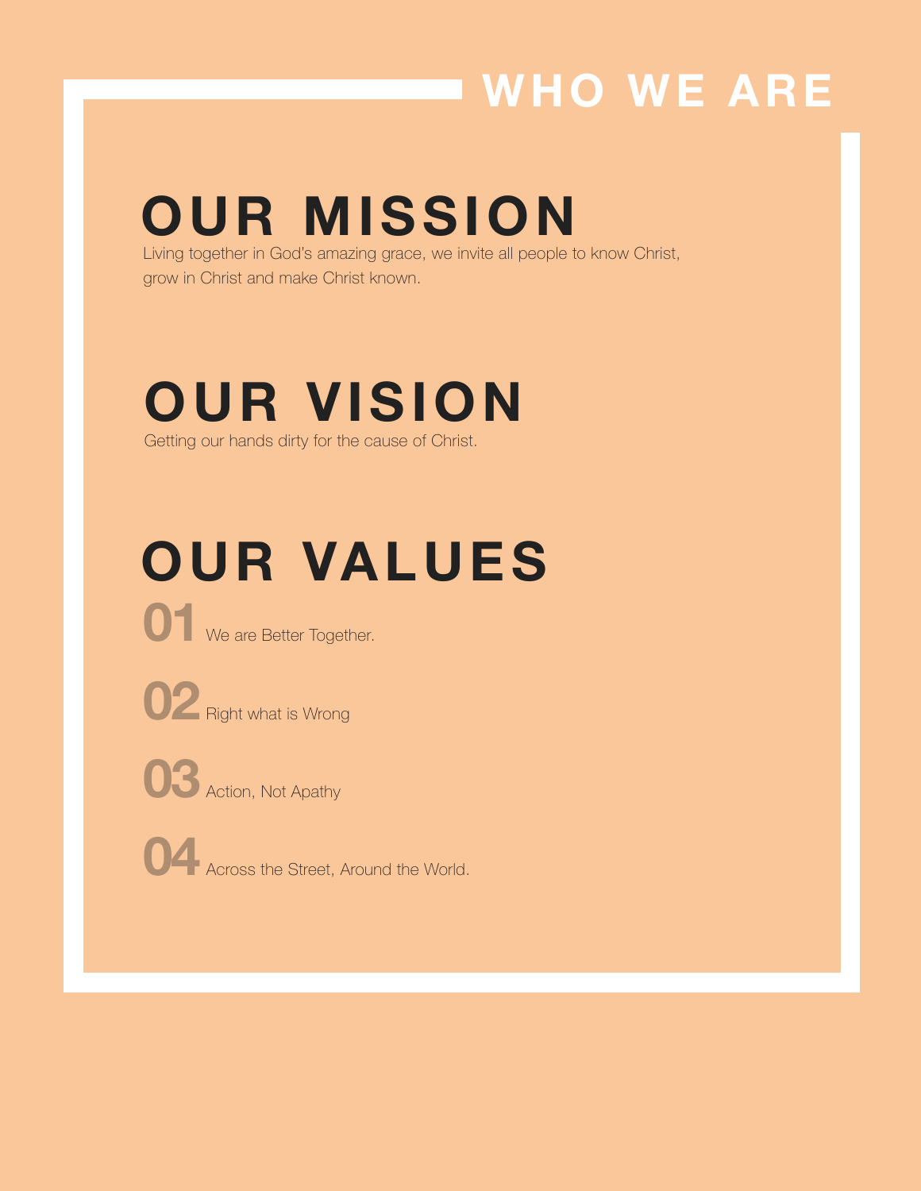# WHO WE ARE

## OUR MISSION

Living together in God's amazing grace, we invite all people to know Christ, grow in Christ and make Christ known.

## OUR VISION

Getting our hands dirty for the cause of Christ.

## OUR VALUES

**01** We are Better Together.

**02** Right what is Wrong

**03** Action, Not Apathy

**04** Across the Street, Around the World.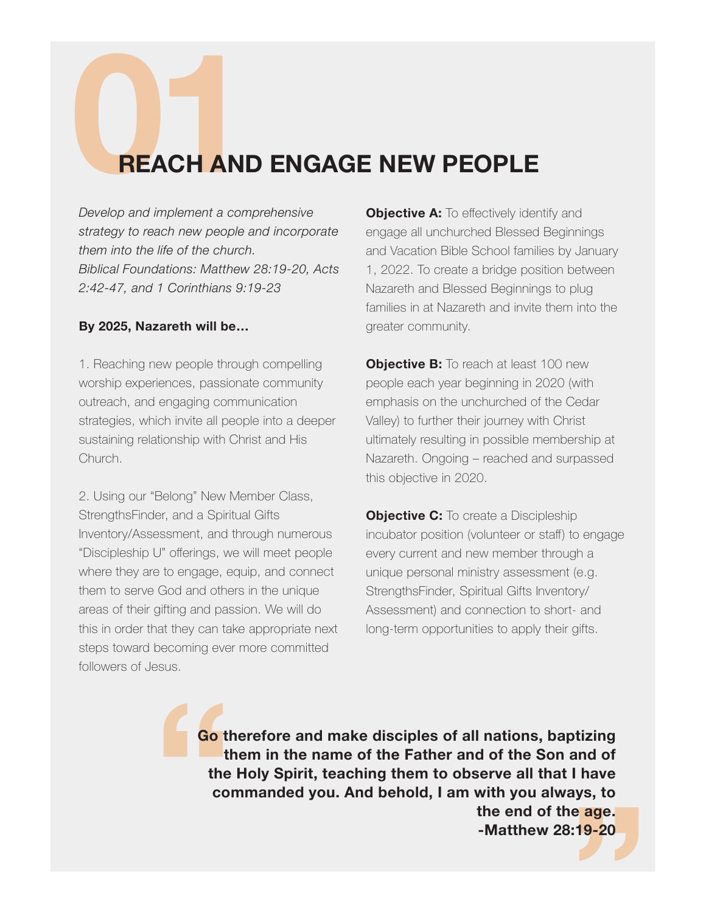# 01 REACH AND ENGAGE NEW PEOPLE

*Develop and implement a comprehensive strategy to reach new people and incorporate them into the life of the church.*
*Biblical Foundations: Matthew 28:19-20, Acts 2:42-47, and 1 Corinthians 9:19-23*

**By 2025, Nazareth will be…**

1. Reaching new people through compelling worship experiences, passionate community outreach, and engaging communication strategies, which invite all people into a deeper sustaining relationship with Christ and His Church.

2. Using our "Belong" New Member Class, StrengthsFinder, and a Spiritual Gifts Inventory/Assessment, and through numerous "Discipleship U" offerings, we will meet people where they are to engage, equip, and connect them to serve God and others in the unique areas of their gifting and passion. We will do this in order that they can take appropriate next steps toward becoming ever more committed followers of Jesus.

**Objective A:** To effectively identify and engage all unchurched Blessed Beginnings and Vacation Bible School families by January 1, 2022. To create a bridge position between Nazareth and Blessed Beginnings to plug families in at Nazareth and invite them into the greater community.

**Objective B:** To reach at least 100 new people each year beginning in 2020 (with emphasis on the unchurched of the Cedar Valley) to further their journey with Christ ultimately resulting in possible membership at Nazareth. Ongoing – reached and surpassed this objective in 2020.

**Objective C:** To create a Discipleship incubator position (volunteer or staff) to engage every current and new member through a unique personal ministry assessment (e.g. StrengthsFinder, Spiritual Gifts Inventory/Assessment) and connection to short- and long-term opportunities to apply their gifts.

> **"Go therefore and make disciples of all nations, baptizing them in the name of the Father and of the Son and of the Holy Spirit, teaching them to observe all that I have commanded you. And behold, I am with you always, to the end of the age."**
> **-Matthew 28:19-20**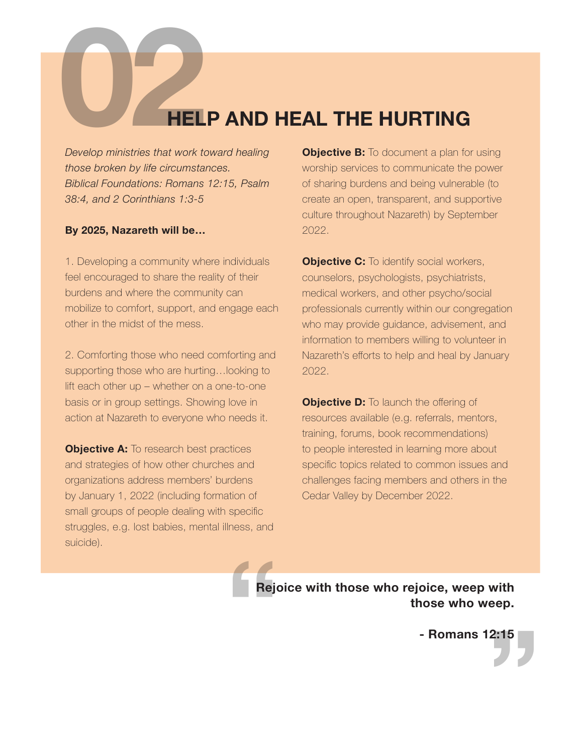# 02 HELP AND HEAL THE HURTING

*Develop ministries that work toward healing those broken by life circumstances. Biblical Foundations: Romans 12:15, Psalm 38:4, and 2 Corinthians 1:3-5*

**By 2025, Nazareth will be…**

1. Developing a community where individuals feel encouraged to share the reality of their burdens and where the community can mobilize to comfort, support, and engage each other in the midst of the mess.

2. Comforting those who need comforting and supporting those who are hurting…looking to lift each other up – whether on a one-to-one basis or in group settings. Showing love in action at Nazareth to everyone who needs it.

**Objective A:** To research best practices and strategies of how other churches and organizations address members' burdens by January 1, 2022 (including formation of small groups of people dealing with specific struggles, e.g. lost babies, mental illness, and suicide).

**Objective B:** To document a plan for using worship services to communicate the power of sharing burdens and being vulnerable (to create an open, transparent, and supportive culture throughout Nazareth) by September 2022.

**Objective C:** To identify social workers, counselors, psychologists, psychiatrists, medical workers, and other psycho/social professionals currently within our congregation who may provide guidance, advisement, and information to members willing to volunteer in Nazareth's efforts to help and heal by January 2022.

**Objective D:** To launch the offering of resources available (e.g. referrals, mentors, training, forums, book recommendations) to people interested in learning more about specific topics related to common issues and challenges facing members and others in the Cedar Valley by December 2022.

> **Rejoice with those who rejoice, weep with those who weep.**
>
> **- Romans 12:15**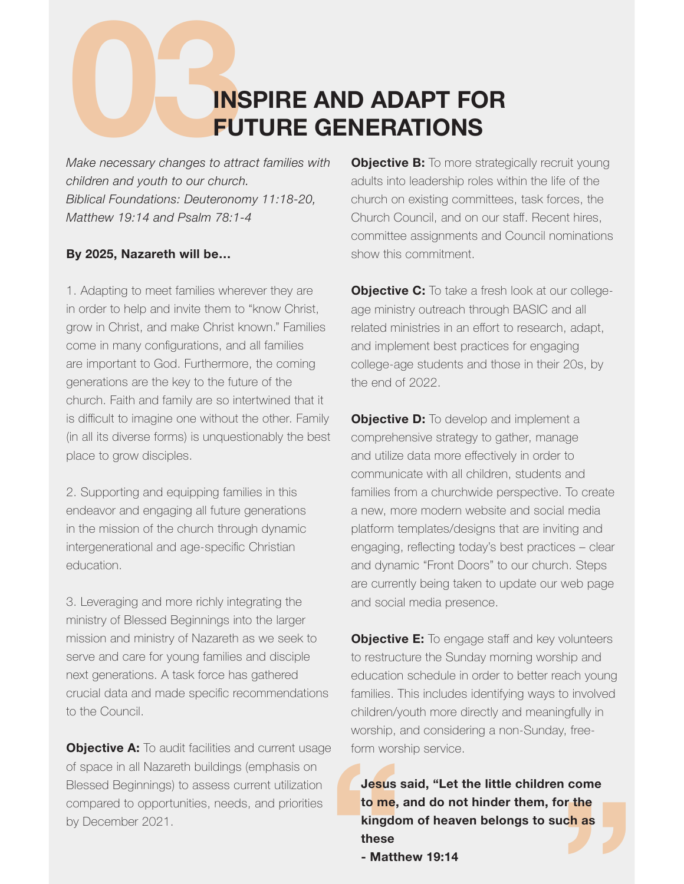# 03 INSPIRE AND ADAPT FOR FUTURE GENERATIONS

*Make necessary changes to attract families with children and youth to our church.*
*Biblical Foundations: Deuteronomy 11:18-20, Matthew 19:14 and Psalm 78:1-4*

**By 2025, Nazareth will be…**

1. Adapting to meet families wherever they are in order to help and invite them to "know Christ, grow in Christ, and make Christ known." Families come in many configurations, and all families are important to God. Furthermore, the coming generations are the key to the future of the church. Faith and family are so intertwined that it is difficult to imagine one without the other. Family (in all its diverse forms) is unquestionably the best place to grow disciples.

2. Supporting and equipping families in this endeavor and engaging all future generations in the mission of the church through dynamic intergenerational and age-specific Christian education.

3. Leveraging and more richly integrating the ministry of Blessed Beginnings into the larger mission and ministry of Nazareth as we seek to serve and care for young families and disciple next generations. A task force has gathered crucial data and made specific recommendations to the Council.

**Objective A:** To audit facilities and current usage of space in all Nazareth buildings (emphasis on Blessed Beginnings) to assess current utilization compared to opportunities, needs, and priorities by December 2021.

**Objective B:** To more strategically recruit young adults into leadership roles within the life of the church on existing committees, task forces, the Church Council, and on our staff. Recent hires, committee assignments and Council nominations show this commitment.

**Objective C:** To take a fresh look at our college-age ministry outreach through BASIC and all related ministries in an effort to research, adapt, and implement best practices for engaging college-age students and those in their 20s, by the end of 2022.

**Objective D:** To develop and implement a comprehensive strategy to gather, manage and utilize data more effectively in order to communicate with all children, students and families from a churchwide perspective. To create a new, more modern website and social media platform templates/designs that are inviting and engaging, reflecting today's best practices – clear and dynamic "Front Doors" to our church. Steps are currently being taken to update our web page and social media presence.

**Objective E:** To engage staff and key volunteers to restructure the Sunday morning worship and education schedule in order to better reach young families. This includes identifying ways to involved children/youth more directly and meaningfully in worship, and considering a non-Sunday, free-form worship service.

> **Jesus said, "Let the little children come to me, and do not hinder them, for the kingdom of heaven belongs to such as these**
> **- Matthew 19:14**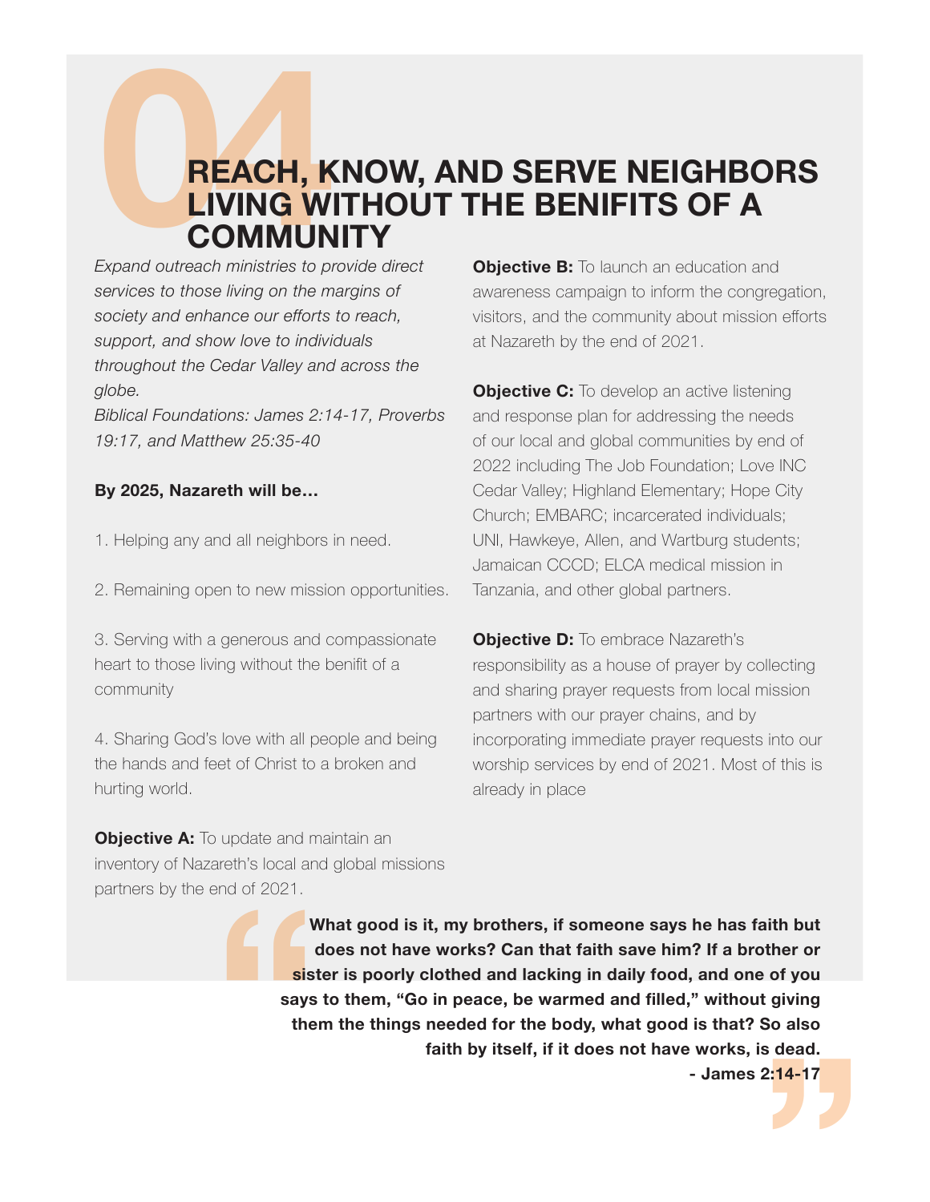# 04 REACH, KNOW, AND SERVE NEIGHBORS LIVING WITHOUT THE BENIFITS OF A COMMUNITY

*Expand outreach ministries to provide direct services to those living on the margins of society and enhance our efforts to reach, support, and show love to individuals throughout the Cedar Valley and across the globe.*

*Biblical Foundations: James 2:14-17, Proverbs 19:17, and Matthew 25:35-40*

**By 2025, Nazareth will be…**

1. Helping any and all neighbors in need.

2. Remaining open to new mission opportunities.

3. Serving with a generous and compassionate heart to those living without the benefit of a community

4. Sharing God's love with all people and being the hands and feet of Christ to a broken and hurting world.

**Objective A:** To update and maintain an inventory of Nazareth's local and global missions partners by the end of 2021.

**Objective B:** To launch an education and awareness campaign to inform the congregation, visitors, and the community about mission efforts at Nazareth by the end of 2021.

**Objective C:** To develop an active listening and response plan for addressing the needs of our local and global communities by end of 2022 including The Job Foundation; Love INC Cedar Valley; Highland Elementary; Hope City Church; EMBARC; incarcerated individuals; UNI, Hawkeye, Allen, and Wartburg students; Jamaican CCCD; ELCA medical mission in Tanzania, and other global partners.

**Objective D:** To embrace Nazareth's responsibility as a house of prayer by collecting and sharing prayer requests from local mission partners with our prayer chains, and by incorporating immediate prayer requests into our worship services by end of 2021. Most of this is already in place

> **What good is it, my brothers, if someone says he has faith but does not have works? Can that faith save him? If a brother or sister is poorly clothed and lacking in daily food, and one of you says to them, "Go in peace, be warmed and filled," without giving them the things needed for the body, what good is that? So also faith by itself, if it does not have works, is dead.**
>
> **- James 2:14-17**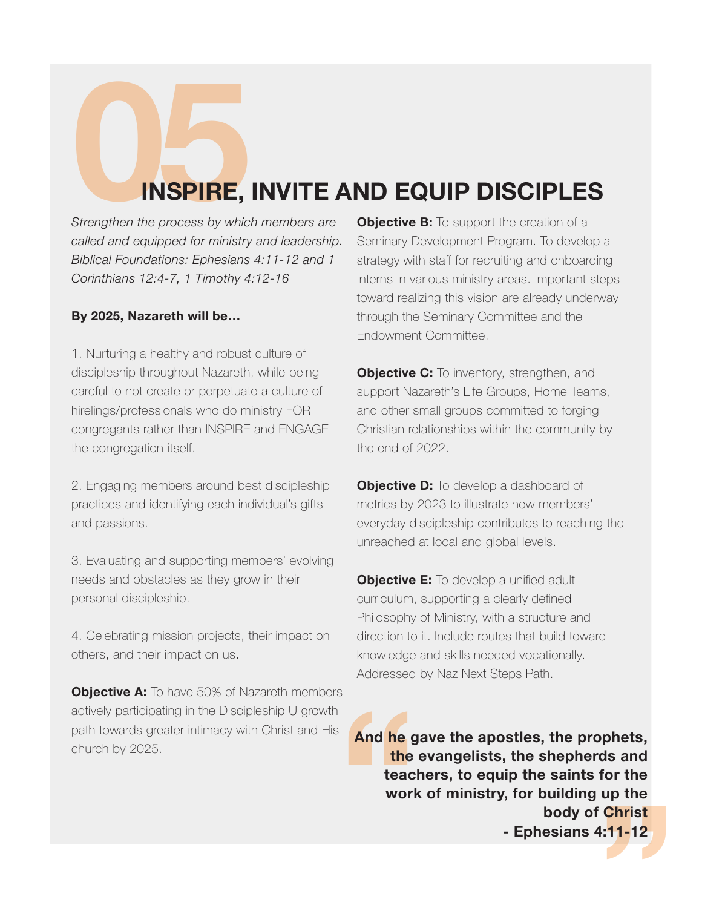# 05 INSPIRE, INVITE AND EQUIP DISCIPLES

*Strengthen the process by which members are called and equipped for ministry and leadership. Biblical Foundations: Ephesians 4:11-12 and 1 Corinthians 12:4-7, 1 Timothy 4:12-16*

**By 2025, Nazareth will be…**

1. Nurturing a healthy and robust culture of discipleship throughout Nazareth, while being careful to not create or perpetuate a culture of hirelings/professionals who do ministry FOR congregants rather than INSPIRE and ENGAGE the congregation itself.

2. Engaging members around best discipleship practices and identifying each individual's gifts and passions.

3. Evaluating and supporting members' evolving needs and obstacles as they grow in their personal discipleship.

4. Celebrating mission projects, their impact on others, and their impact on us.

**Objective A:** To have 50% of Nazareth members actively participating in the Discipleship U growth path towards greater intimacy with Christ and His church by 2025.

**Objective B:** To support the creation of a Seminary Development Program. To develop a strategy with staff for recruiting and onboarding interns in various ministry areas. Important steps toward realizing this vision are already underway through the Seminary Committee and the Endowment Committee.

**Objective C:** To inventory, strengthen, and support Nazareth's Life Groups, Home Teams, and other small groups committed to forging Christian relationships within the community by the end of 2022.

**Objective D:** To develop a dashboard of metrics by 2023 to illustrate how members' everyday discipleship contributes to reaching the unreached at local and global levels.

**Objective E:** To develop a unified adult curriculum, supporting a clearly defined Philosophy of Ministry, with a structure and direction to it. Include routes that build toward knowledge and skills needed vocationally. Addressed by Naz Next Steps Path.

> **"And he gave the apostles, the prophets, the evangelists, the shepherds and teachers, to equip the saints for the work of ministry, for building up the body of Christ"**
> **- Ephesians 4:11-12**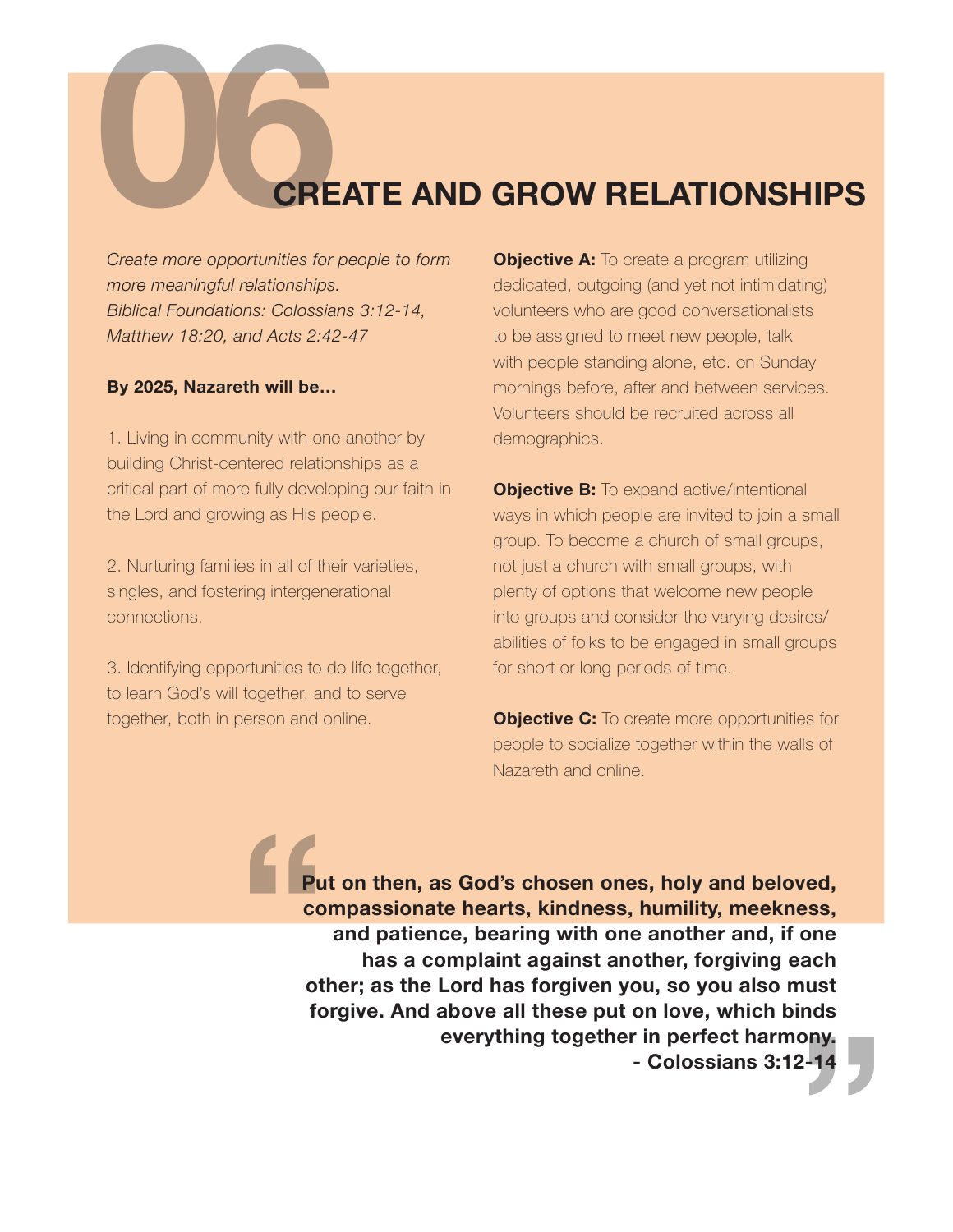# 06 CREATE AND GROW RELATIONSHIPS

*Create more opportunities for people to form more meaningful relationships.*
*Biblical Foundations: Colossians 3:12-14, Matthew 18:20, and Acts 2:42-47*

**By 2025, Nazareth will be…**

1. Living in community with one another by building Christ-centered relationships as a critical part of more fully developing our faith in the Lord and growing as His people.

2. Nurturing families in all of their varieties, singles, and fostering intergenerational connections.

3. Identifying opportunities to do life together, to learn God's will together, and to serve together, both in person and online.

**Objective A:** To create a program utilizing dedicated, outgoing (and yet not intimidating) volunteers who are good conversationalists to be assigned to meet new people, talk with people standing alone, etc. on Sunday mornings before, after and between services. Volunteers should be recruited across all demographics.

**Objective B:** To expand active/intentional ways in which people are invited to join a small group. To become a church of small groups, not just a church with small groups, with plenty of options that welcome new people into groups and consider the varying desires/abilities of folks to be engaged in small groups for short or long periods of time.

**Objective C:** To create more opportunities for people to socialize together within the walls of Nazareth and online.

> **Put on then, as God's chosen ones, holy and beloved, compassionate hearts, kindness, humility, meekness, and patience, bearing with one another and, if one has a complaint against another, forgiving each other; as the Lord has forgiven you, so you also must forgive. And above all these put on love, which binds everything together in perfect harmony.**
> **- Colossians 3:12-14**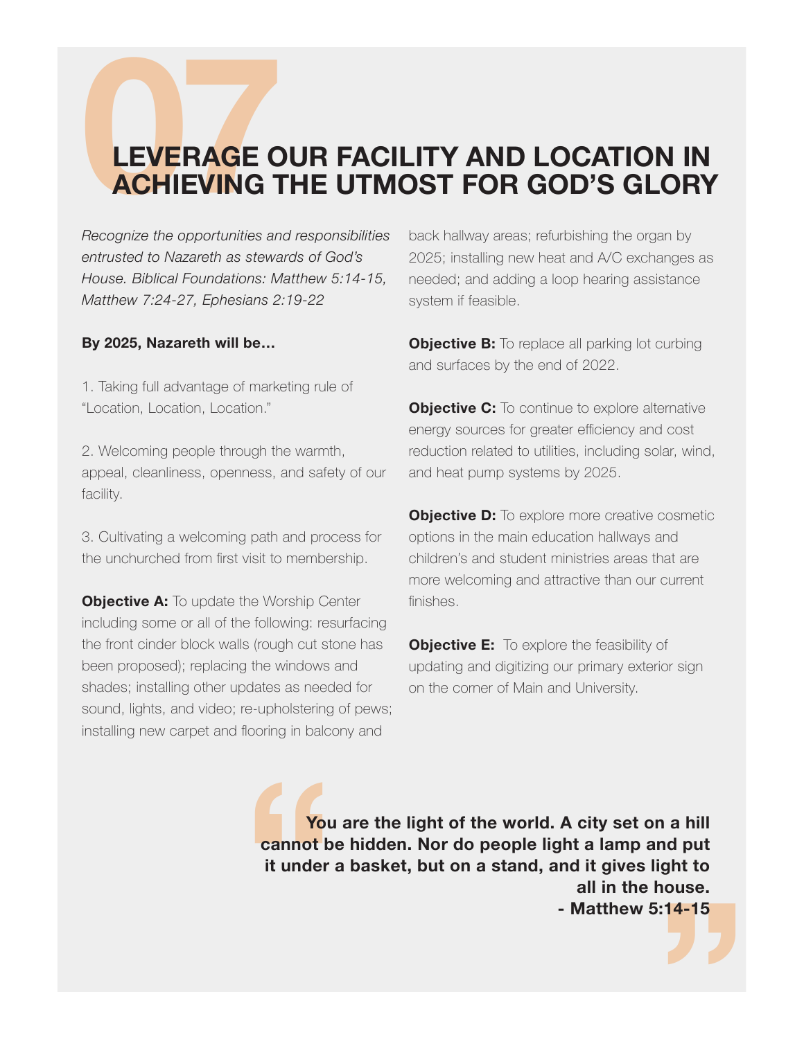# 07 LEVERAGE OUR FACILITY AND LOCATION IN ACHIEVING THE UTMOST FOR GOD'S GLORY

*Recognize the opportunities and responsibilities entrusted to Nazareth as stewards of God's House. Biblical Foundations: Matthew 5:14-15, Matthew 7:24-27, Ephesians 2:19-22*

**By 2025, Nazareth will be…**

1. Taking full advantage of marketing rule of "Location, Location, Location."

2. Welcoming people through the warmth, appeal, cleanliness, openness, and safety of our facility.

3. Cultivating a welcoming path and process for the unchurched from first visit to membership.

**Objective A:** To update the Worship Center including some or all of the following: resurfacing the front cinder block walls (rough cut stone has been proposed); replacing the windows and shades; installing other updates as needed for sound, lights, and video; re-upholstering of pews; installing new carpet and flooring in balcony and back hallway areas; refurbishing the organ by 2025; installing new heat and A/C exchanges as needed; and adding a loop hearing assistance system if feasible.

**Objective B:** To replace all parking lot curbing and surfaces by the end of 2022.

**Objective C:** To continue to explore alternative energy sources for greater efficiency and cost reduction related to utilities, including solar, wind, and heat pump systems by 2025.

**Objective D:** To explore more creative cosmetic options in the main education hallways and children's and student ministries areas that are more welcoming and attractive than our current finishes.

**Objective E:** To explore the feasibility of updating and digitizing our primary exterior sign on the corner of Main and University.

> **"You are the light of the world. A city set on a hill cannot be hidden. Nor do people light a lamp and put it under a basket, but on a stand, and it gives light to all in the house."**
> **- Matthew 5:14-15**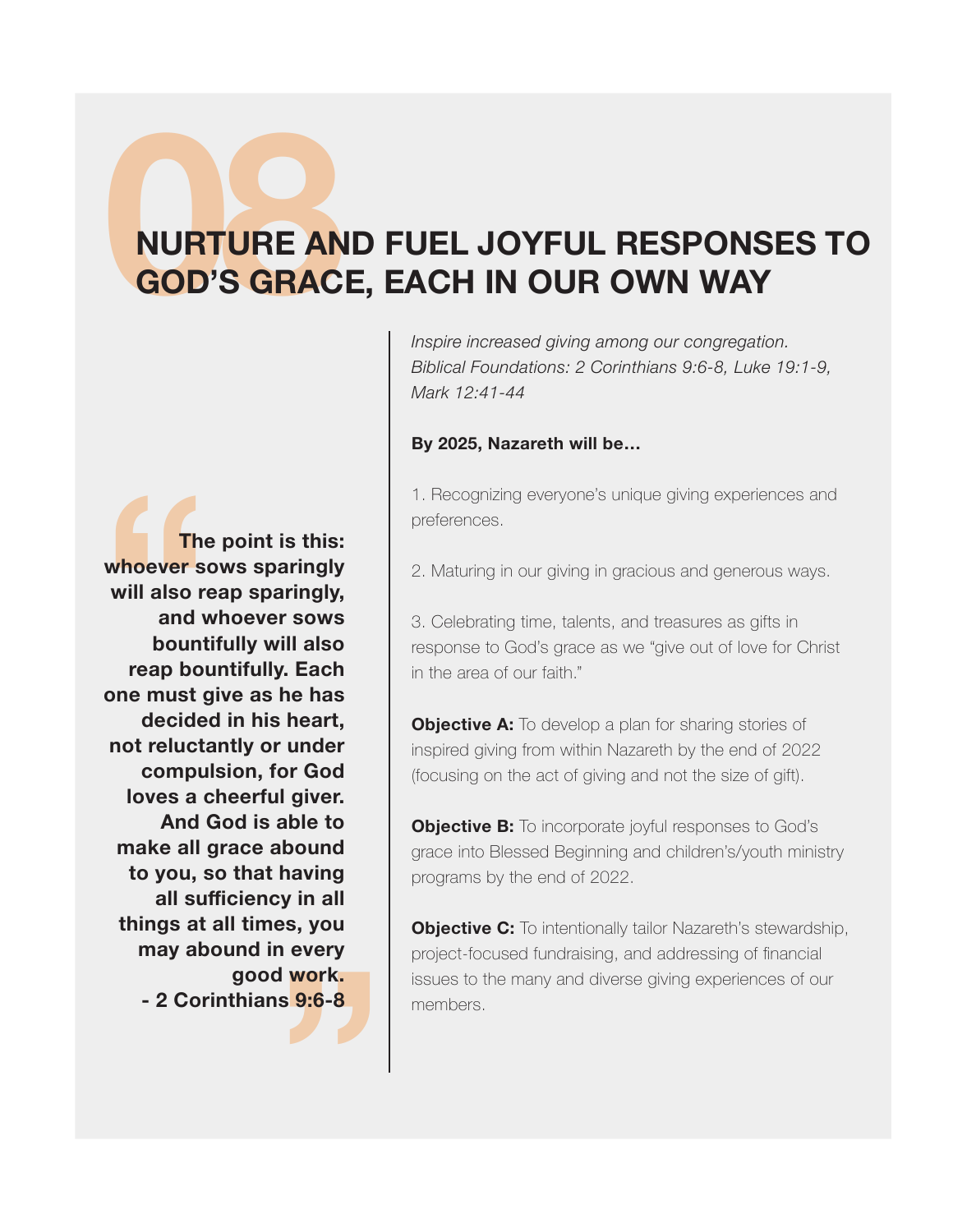# 08 NURTURE AND FUEL JOYFUL RESPONSES TO GOD'S GRACE, EACH IN OUR OWN WAY

**"The point is this: whoever sows sparingly will also reap sparingly, and whoever sows bountifully will also reap bountifully. Each one must give as he has decided in his heart, not reluctantly or under compulsion, for God loves a cheerful giver. And God is able to make all grace abound to you, so that having all sufficiency in all things at all times, you may abound in every good work."**
**- 2 Corinthians 9:6-8**

*Inspire increased giving among our congregation.*
*Biblical Foundations: 2 Corinthians 9:6-8, Luke 19:1-9, Mark 12:41-44*

**By 2025, Nazareth will be…**

1. Recognizing everyone's unique giving experiences and preferences.

2. Maturing in our giving in gracious and generous ways.

3. Celebrating time, talents, and treasures as gifts in response to God's grace as we "give out of love for Christ in the area of our faith."

**Objective A:** To develop a plan for sharing stories of inspired giving from within Nazareth by the end of 2022 (focusing on the act of giving and not the size of gift).

**Objective B:** To incorporate joyful responses to God's grace into Blessed Beginning and children's/youth ministry programs by the end of 2022.

**Objective C:** To intentionally tailor Nazareth's stewardship, project-focused fundraising, and addressing of financial issues to the many and diverse giving experiences of our members.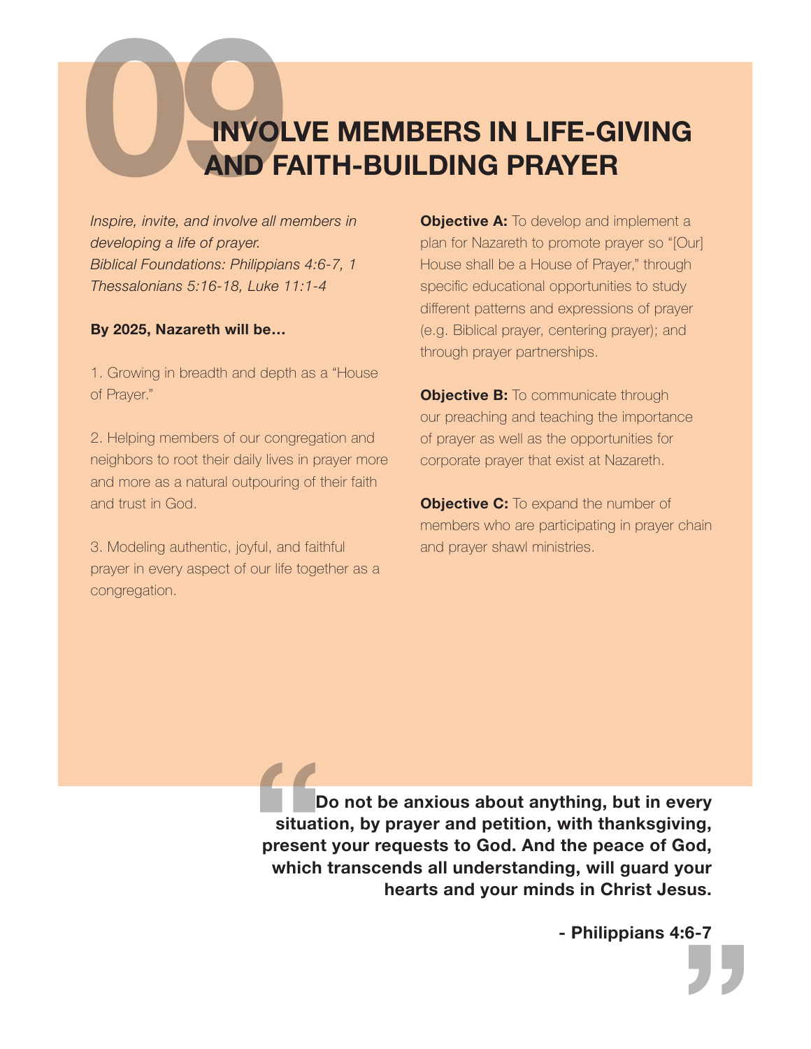# 09 INVOLVE MEMBERS IN LIFE-GIVING AND FAITH-BUILDING PRAYER

*Inspire, invite, and involve all members in developing a life of prayer.*
*Biblical Foundations: Philippians 4:6-7, 1 Thessalonians 5:16-18, Luke 11:1-4*

**By 2025, Nazareth will be…**

1. Growing in breadth and depth as a "House of Prayer."

2. Helping members of our congregation and neighbors to root their daily lives in prayer more and more as a natural outpouring of their faith and trust in God.

3. Modeling authentic, joyful, and faithful prayer in every aspect of our life together as a congregation.

**Objective A:** To develop and implement a plan for Nazareth to promote prayer so "[Our] House shall be a House of Prayer," through specific educational opportunities to study different patterns and expressions of prayer (e.g. Biblical prayer, centering prayer); and through prayer partnerships.

**Objective B:** To communicate through our preaching and teaching the importance of prayer as well as the opportunities for corporate prayer that exist at Nazareth.

**Objective C:** To expand the number of members who are participating in prayer chain and prayer shawl ministries.

> **"Do not be anxious about anything, but in every situation, by prayer and petition, with thanksgiving, present your requests to God. And the peace of God, which transcends all understanding, will guard your hearts and your minds in Christ Jesus."**
>
> **- Philippians 4:6-7**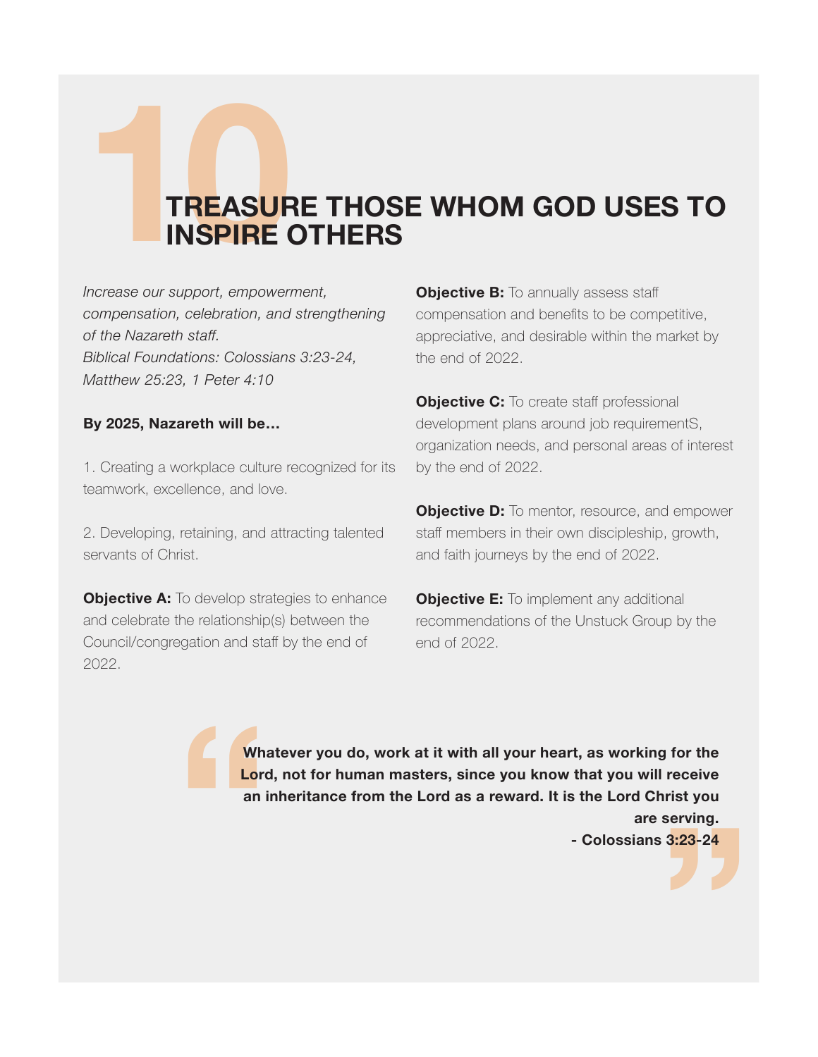# 10 TREASURE THOSE WHOM GOD USES TO INSPIRE OTHERS

*Increase our support, empowerment, compensation, celebration, and strengthening of the Nazareth staff.*
*Biblical Foundations: Colossians 3:23-24, Matthew 25:23, 1 Peter 4:10*

**By 2025, Nazareth will be…**

1. Creating a workplace culture recognized for its teamwork, excellence, and love.

2. Developing, retaining, and attracting talented servants of Christ.

**Objective A:** To develop strategies to enhance and celebrate the relationship(s) between the Council/congregation and staff by the end of 2022.

**Objective B:** To annually assess staff compensation and benefits to be competitive, appreciative, and desirable within the market by the end of 2022.

**Objective C:** To create staff professional development plans around job requirementS, organization needs, and personal areas of interest by the end of 2022.

**Objective D:** To mentor, resource, and empower staff members in their own discipleship, growth, and faith journeys by the end of 2022.

**Objective E:** To implement any additional recommendations of the Unstuck Group by the end of 2022.

> **Whatever you do, work at it with all your heart, as working for the Lord, not for human masters, since you know that you will receive an inheritance from the Lord as a reward. It is the Lord Christ you are serving.**
> **- Colossians 3:23-24**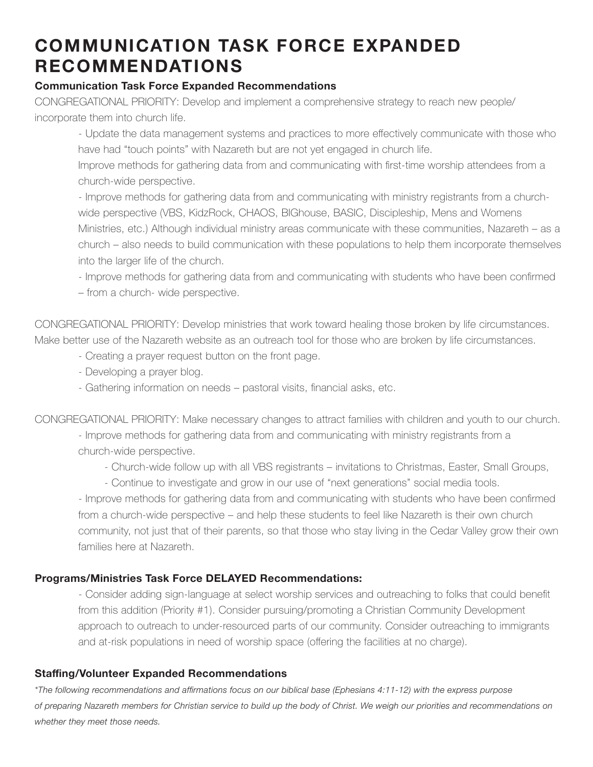# COMMUNICATION TASK FORCE EXPANDED RECOMMENDATIONS

### Communication Task Force Expanded Recommendations

CONGREGATIONAL PRIORITY: Develop and implement a comprehensive strategy to reach new people/ incorporate them into church life.

- Update the data management systems and practices to more effectively communicate with those who have had "touch points" with Nazareth but are not yet engaged in church life.
  Improve methods for gathering data from and communicating with first-time worship attendees from a church-wide perspective.
- Improve methods for gathering data from and communicating with ministry registrants from a church-wide perspective (VBS, KidzRock, CHAOS, BIGhouse, BASIC, Discipleship, Mens and Womens Ministries, etc.) Although individual ministry areas communicate with these communities, Nazareth – as a church – also needs to build communication with these populations to help them incorporate themselves into the larger life of the church.
- Improve methods for gathering data from and communicating with students who have been confirmed – from a church- wide perspective.

CONGREGATIONAL PRIORITY: Develop ministries that work toward healing those broken by life circumstances. Make better use of the Nazareth website as an outreach tool for those who are broken by life circumstances.

- Creating a prayer request button on the front page.
- Developing a prayer blog.
- Gathering information on needs – pastoral visits, financial asks, etc.

CONGREGATIONAL PRIORITY: Make necessary changes to attract families with children and youth to our church.

- Improve methods for gathering data from and communicating with ministry registrants from a church-wide perspective.
  - Church-wide follow up with all VBS registrants – invitations to Christmas, Easter, Small Groups,
  - Continue to investigate and grow in our use of "next generations" social media tools.
- Improve methods for gathering data from and communicating with students who have been confirmed from a church-wide perspective – and help these students to feel like Nazareth is their own church community, not just that of their parents, so that those who stay living in the Cedar Valley grow their own families here at Nazareth.

### Programs/Ministries Task Force DELAYED Recommendations:

- Consider adding sign-language at select worship services and outreaching to folks that could benefit from this addition (Priority #1). Consider pursuing/promoting a Christian Community Development approach to outreach to under-resourced parts of our community. Consider outreaching to immigrants and at-risk populations in need of worship space (offering the facilities at no charge).

### Staffing/Volunteer Expanded Recommendations

**The following recommendations and affirmations focus on our biblical base (Ephesians 4:11-12) with the express purpose of preparing Nazareth members for Christian service to build up the body of Christ. We weigh our priorities and recommendations on whether they meet those needs.*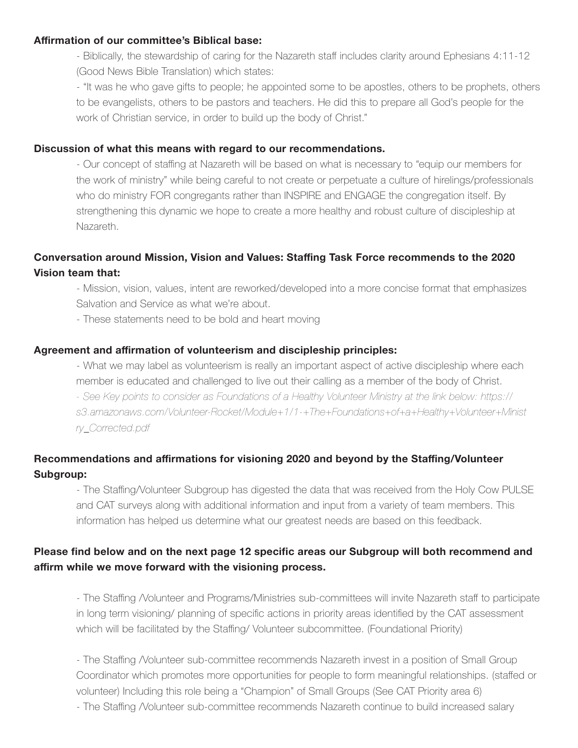**Affirmation of our committee's Biblical base:**

- Biblically, the stewardship of caring for the Nazareth staff includes clarity around Ephesians 4:11-12 (Good News Bible Translation) which states:
- "It was he who gave gifts to people; he appointed some to be apostles, others to be prophets, others to be evangelists, others to be pastors and teachers. He did this to prepare all God's people for the work of Christian service, in order to build up the body of Christ."

**Discussion of what this means with regard to our recommendations.**

- Our concept of staffing at Nazareth will be based on what is necessary to "equip our members for the work of ministry" while being careful to not create or perpetuate a culture of hirelings/professionals who do ministry FOR congregants rather than INSPIRE and ENGAGE the congregation itself. By strengthening this dynamic we hope to create a more healthy and robust culture of discipleship at Nazareth.

**Conversation around Mission, Vision and Values: Staffing Task Force recommends to the 2020 Vision team that:**

- Mission, vision, values, intent are reworked/developed into a more concise format that emphasizes Salvation and Service as what we're about.
- These statements need to be bold and heart moving

**Agreement and affirmation of volunteerism and discipleship principles:**

- What we may label as volunteerism is really an important aspect of active discipleship where each member is educated and challenged to live out their calling as a member of the body of Christ.
- *See Key points to consider as Foundations of a Healthy Volunteer Ministry at the link below: https://s3.amazonaws.com/Volunteer-Rocket/Module+1/1-+The+Foundations+of+a+Healthy+Volunteer+Ministry_Corrected.pdf*

**Recommendations and affirmations for visioning 2020 and beyond by the Staffing/Volunteer Subgroup:**

- The Staffing/Volunteer Subgroup has digested the data that was received from the Holy Cow PULSE and CAT surveys along with additional information and input from a variety of team members. This information has helped us determine what our greatest needs are based on this feedback.

**Please find below and on the next page 12 specific areas our Subgroup will both recommend and affirm while we move forward with the visioning process.**

- The Staffing /Volunteer and Programs/Ministries sub-committees will invite Nazareth staff to participate in long term visioning/ planning of specific actions in priority areas identified by the CAT assessment which will be facilitated by the Staffing/ Volunteer subcommittee. (Foundational Priority)

- The Staffing /Volunteer sub-committee recommends Nazareth invest in a position of Small Group Coordinator which promotes more opportunities for people to form meaningful relationships. (staffed or volunteer) Including this role being a "Champion" of Small Groups (See CAT Priority area 6)
- The Staffing /Volunteer sub-committee recommends Nazareth continue to build increased salary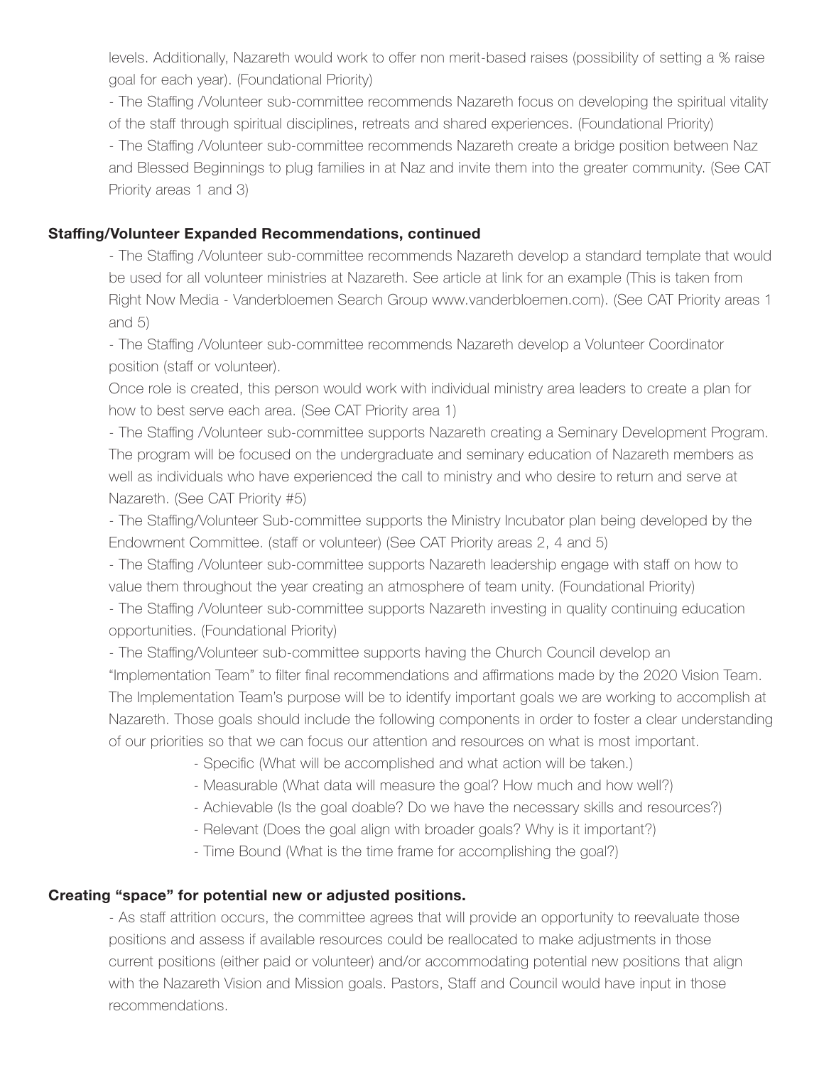levels. Additionally, Nazareth would work to offer non merit-based raises (possibility of setting a % raise goal for each year). (Foundational Priority)

- The Staffing /Volunteer sub-committee recommends Nazareth focus on developing the spiritual vitality of the staff through spiritual disciplines, retreats and shared experiences. (Foundational Priority)
- The Staffing /Volunteer sub-committee recommends Nazareth create a bridge position between Naz and Blessed Beginnings to plug families in at Naz and invite them into the greater community. (See CAT Priority areas 1 and 3)

**Staffing/Volunteer Expanded Recommendations, continued**

- The Staffing /Volunteer sub-committee recommends Nazareth develop a standard template that would be used for all volunteer ministries at Nazareth. See article at link for an example (This is taken from Right Now Media - Vanderbloemen Search Group www.vanderbloemen.com). (See CAT Priority areas 1 and 5)
- The Staffing /Volunteer sub-committee recommends Nazareth develop a Volunteer Coordinator position (staff or volunteer).
  Once role is created, this person would work with individual ministry area leaders to create a plan for how to best serve each area. (See CAT Priority area 1)
- The Staffing /Volunteer sub-committee supports Nazareth creating a Seminary Development Program. The program will be focused on the undergraduate and seminary education of Nazareth members as well as individuals who have experienced the call to ministry and who desire to return and serve at Nazareth. (See CAT Priority #5)
- The Staffing/Volunteer Sub-committee supports the Ministry Incubator plan being developed by the Endowment Committee. (staff or volunteer) (See CAT Priority areas 2, 4 and 5)
- The Staffing /Volunteer sub-committee supports Nazareth leadership engage with staff on how to value them throughout the year creating an atmosphere of team unity. (Foundational Priority)
- The Staffing /Volunteer sub-committee supports Nazareth investing in quality continuing education opportunities. (Foundational Priority)
- The Staffing/Volunteer sub-committee supports having the Church Council develop an "Implementation Team" to filter final recommendations and affirmations made by the 2020 Vision Team. The Implementation Team's purpose will be to identify important goals we are working to accomplish at Nazareth. Those goals should include the following components in order to foster a clear understanding of our priorities so that we can focus our attention and resources on what is most important.
  - Specific (What will be accomplished and what action will be taken.)
  - Measurable (What data will measure the goal? How much and how well?)
  - Achievable (Is the goal doable? Do we have the necessary skills and resources?)
  - Relevant (Does the goal align with broader goals? Why is it important?)
  - Time Bound (What is the time frame for accomplishing the goal?)

**Creating "space" for potential new or adjusted positions.**

- As staff attrition occurs, the committee agrees that will provide an opportunity to reevaluate those positions and assess if available resources could be reallocated to make adjustments in those current positions (either paid or volunteer) and/or accommodating potential new positions that align with the Nazareth Vision and Mission goals. Pastors, Staff and Council would have input in those recommendations.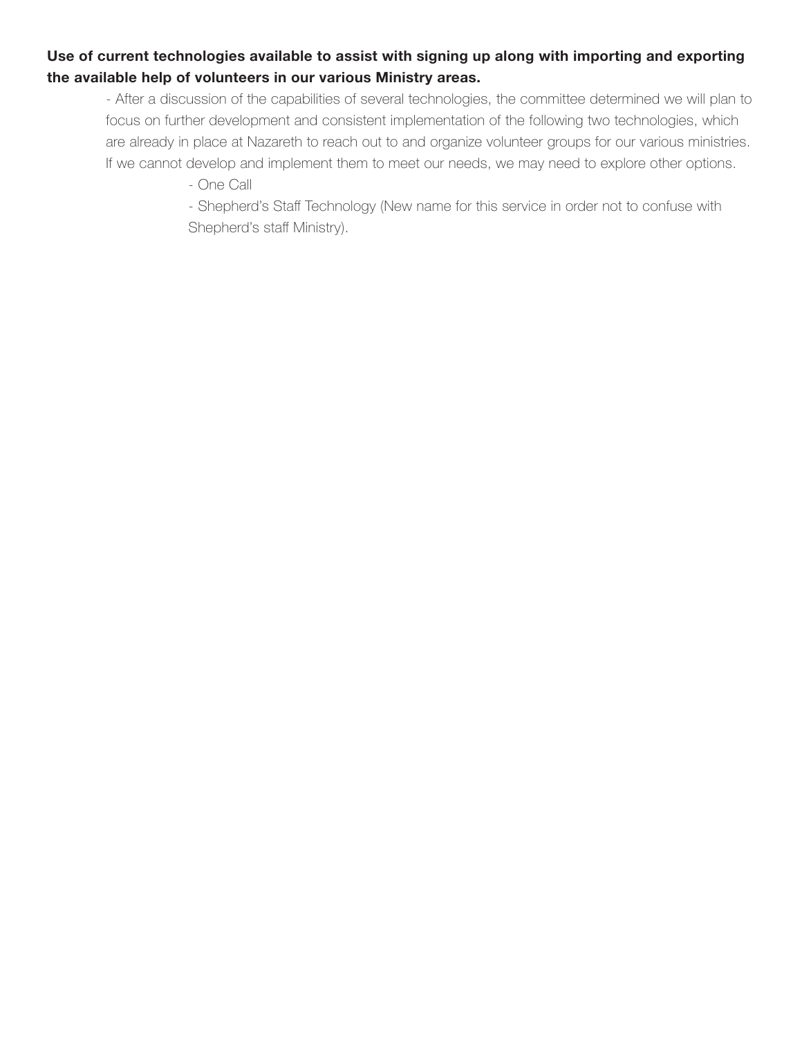**Use of current technologies available to assist with signing up along with importing and exporting the available help of volunteers in our various Ministry areas.**

- After a discussion of the capabilities of several technologies, the committee determined we will plan to focus on further development and consistent implementation of the following two technologies, which are already in place at Nazareth to reach out to and organize volunteer groups for our various ministries. If we cannot develop and implement them to meet our needs, we may need to explore other options.
    - One Call
    - Shepherd's Staff Technology (New name for this service in order not to confuse with Shepherd's staff Ministry).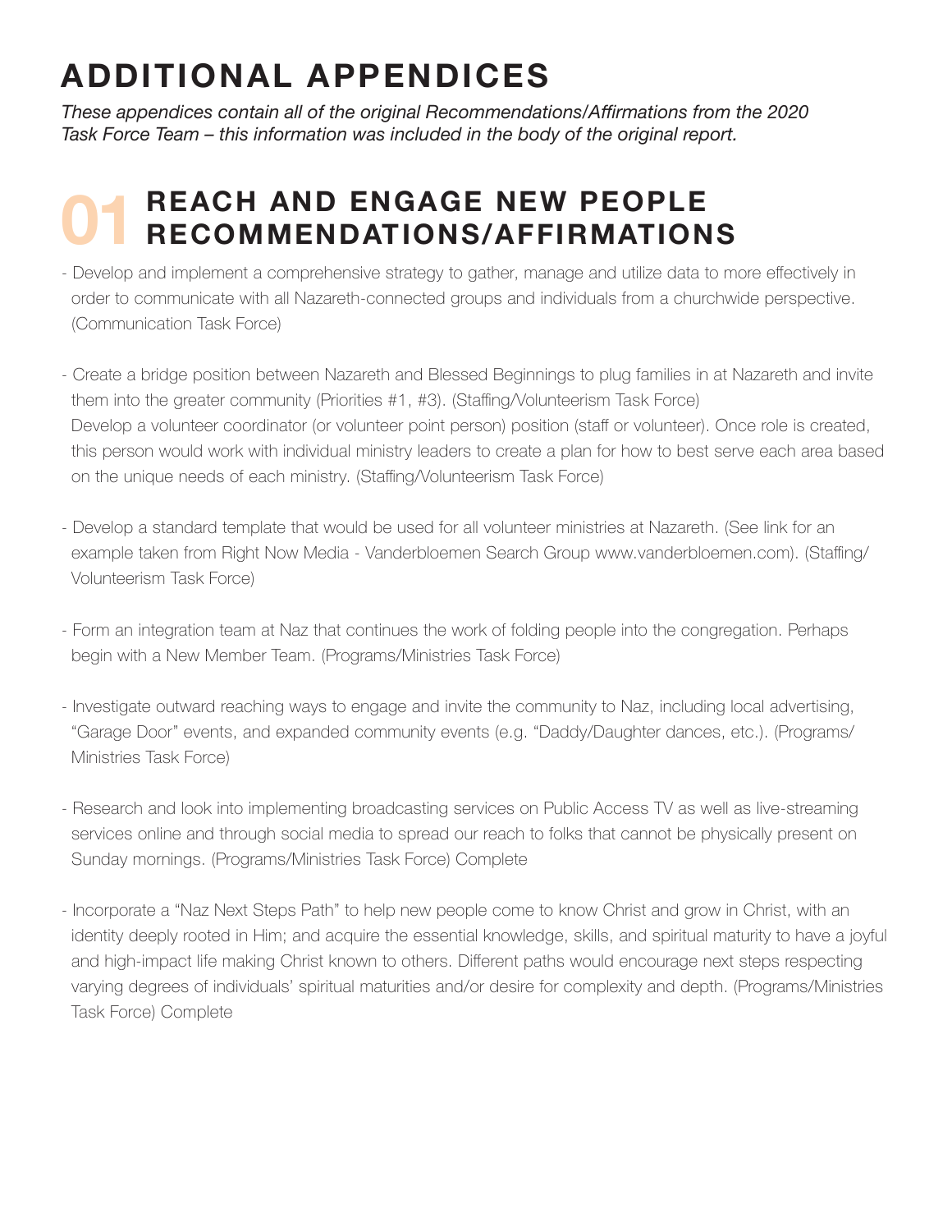# ADDITIONAL APPENDICES

*These appendices contain all of the original Recommendations/Affirmations from the 2020 Task Force Team – this information was included in the body of the original report.*

## 01 REACH AND ENGAGE NEW PEOPLE RECOMMENDATIONS/AFFIRMATIONS

- Develop and implement a comprehensive strategy to gather, manage and utilize data to more effectively in order to communicate with all Nazareth-connected groups and individuals from a churchwide perspective. (Communication Task Force)

- Create a bridge position between Nazareth and Blessed Beginnings to plug families in at Nazareth and invite them into the greater community (Priorities #1, #3). (Staffing/Volunteerism Task Force)
  Develop a volunteer coordinator (or volunteer point person) position (staff or volunteer). Once role is created, this person would work with individual ministry leaders to create a plan for how to best serve each area based on the unique needs of each ministry. (Staffing/Volunteerism Task Force)

- Develop a standard template that would be used for all volunteer ministries at Nazareth. (See link for an example taken from Right Now Media - Vanderbloemen Search Group www.vanderbloemen.com). (Staffing/Volunteerism Task Force)

- Form an integration team at Naz that continues the work of folding people into the congregation. Perhaps begin with a New Member Team. (Programs/Ministries Task Force)

- Investigate outward reaching ways to engage and invite the community to Naz, including local advertising, "Garage Door" events, and expanded community events (e.g. "Daddy/Daughter dances, etc.). (Programs/Ministries Task Force)

- Research and look into implementing broadcasting services on Public Access TV as well as live-streaming services online and through social media to spread our reach to folks that cannot be physically present on Sunday mornings. (Programs/Ministries Task Force) Complete

- Incorporate a "Naz Next Steps Path" to help new people come to know Christ and grow in Christ, with an identity deeply rooted in Him; and acquire the essential knowledge, skills, and spiritual maturity to have a joyful and high-impact life making Christ known to others. Different paths would encourage next steps respecting varying degrees of individuals' spiritual maturities and/or desire for complexity and depth. (Programs/Ministries Task Force) Complete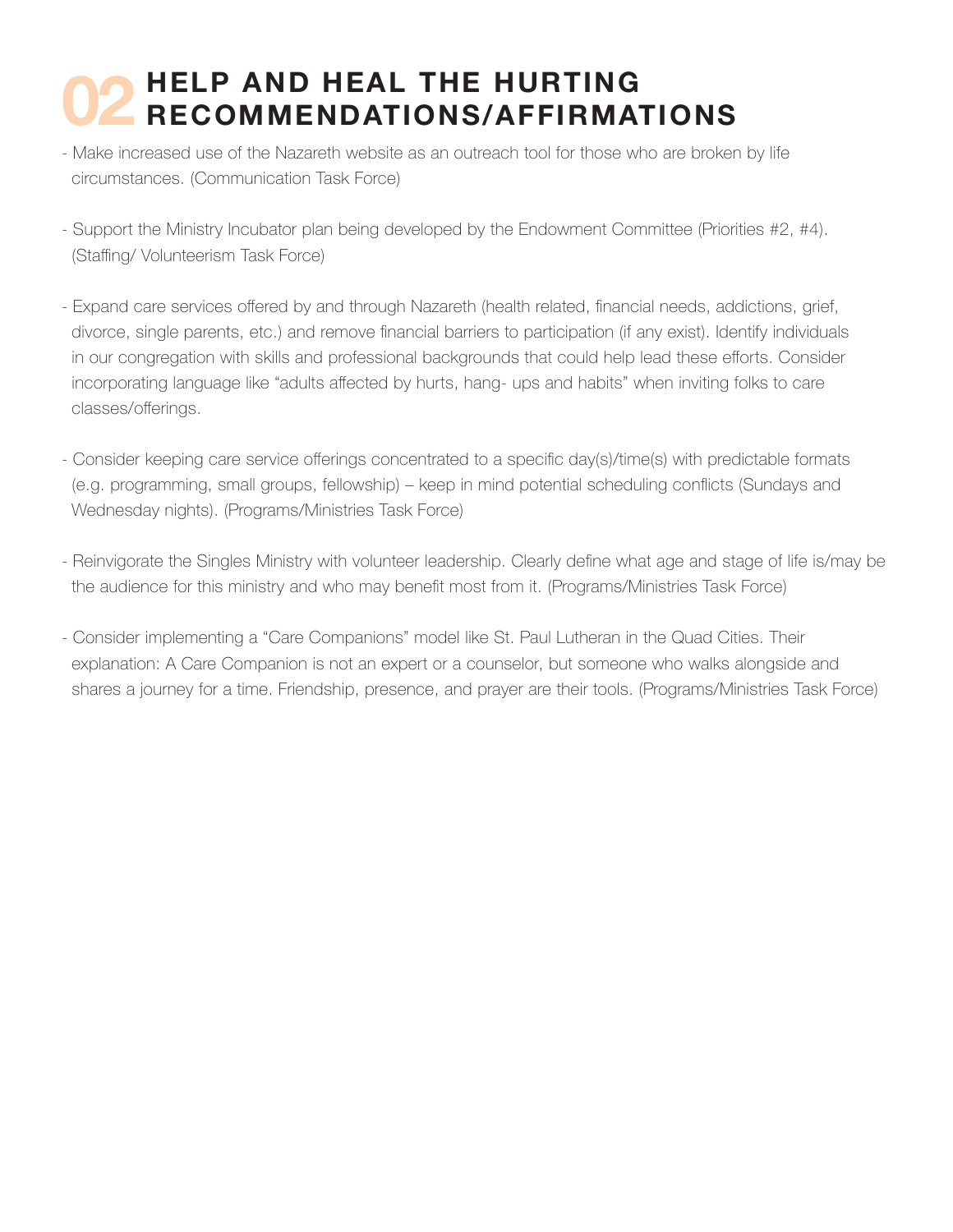# 02 HELP AND HEAL THE HURTING RECOMMENDATIONS/AFFIRMATIONS

- Make increased use of the Nazareth website as an outreach tool for those who are broken by life circumstances. (Communication Task Force)

- Support the Ministry Incubator plan being developed by the Endowment Committee (Priorities #2, #4). (Staffing/ Volunteerism Task Force)

- Expand care services offered by and through Nazareth (health related, financial needs, addictions, grief, divorce, single parents, etc.) and remove financial barriers to participation (if any exist). Identify individuals in our congregation with skills and professional backgrounds that could help lead these efforts. Consider incorporating language like "adults affected by hurts, hang- ups and habits" when inviting folks to care classes/offerings.

- Consider keeping care service offerings concentrated to a specific day(s)/time(s) with predictable formats (e.g. programming, small groups, fellowship) – keep in mind potential scheduling conflicts (Sundays and Wednesday nights). (Programs/Ministries Task Force)

- Reinvigorate the Singles Ministry with volunteer leadership. Clearly define what age and stage of life is/may be the audience for this ministry and who may benefit most from it. (Programs/Ministries Task Force)

- Consider implementing a "Care Companions" model like St. Paul Lutheran in the Quad Cities. Their explanation: A Care Companion is not an expert or a counselor, but someone who walks alongside and shares a journey for a time. Friendship, presence, and prayer are their tools. (Programs/Ministries Task Force)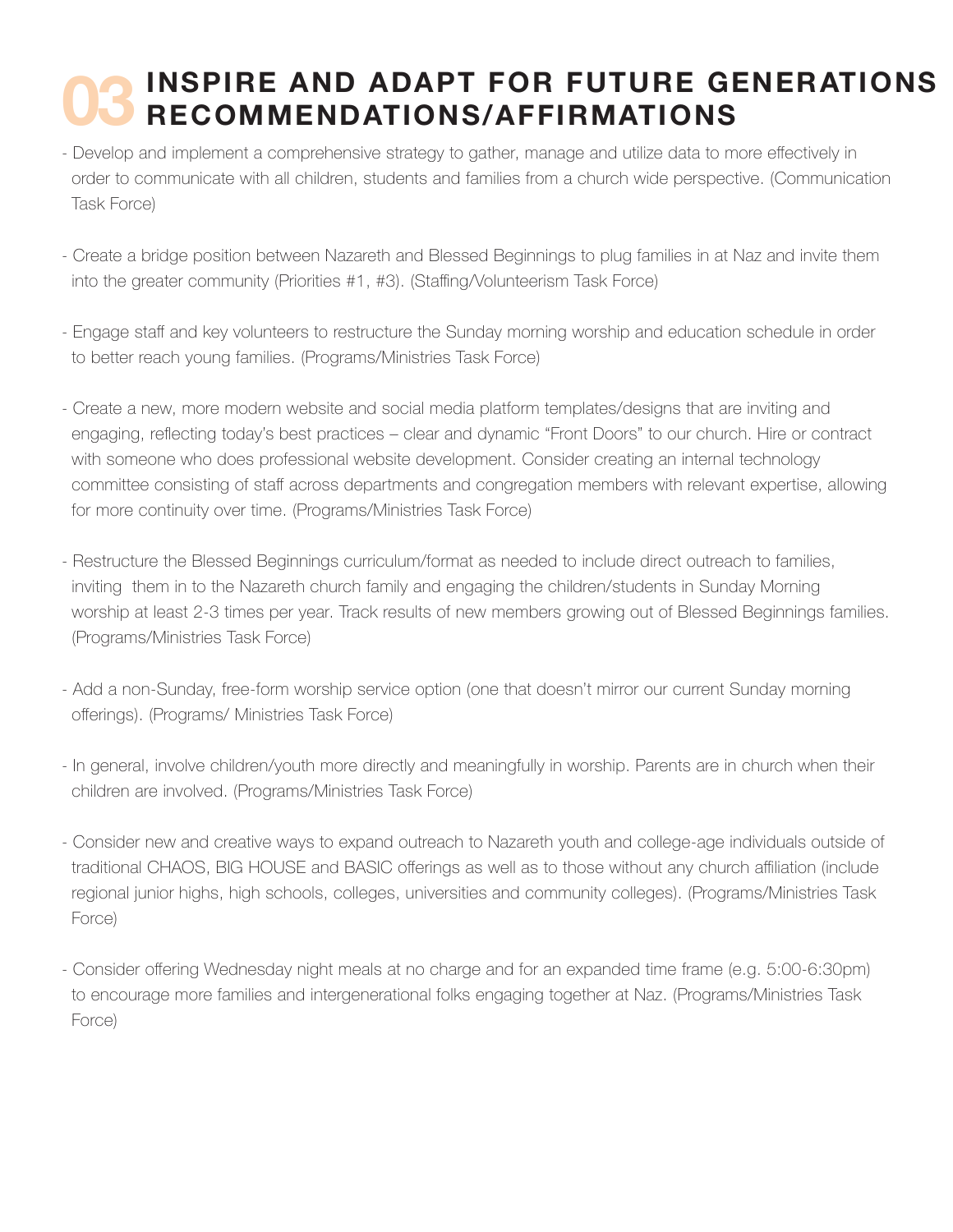# 03 INSPIRE AND ADAPT FOR FUTURE GENERATIONS RECOMMENDATIONS/AFFIRMATIONS

- Develop and implement a comprehensive strategy to gather, manage and utilize data to more effectively in order to communicate with all children, students and families from a church wide perspective. (Communication Task Force)

- Create a bridge position between Nazareth and Blessed Beginnings to plug families in at Naz and invite them into the greater community (Priorities #1, #3). (Staffing/Volunteerism Task Force)

- Engage staff and key volunteers to restructure the Sunday morning worship and education schedule in order to better reach young families. (Programs/Ministries Task Force)

- Create a new, more modern website and social media platform templates/designs that are inviting and engaging, reflecting today's best practices – clear and dynamic "Front Doors" to our church. Hire or contract with someone who does professional website development. Consider creating an internal technology committee consisting of staff across departments and congregation members with relevant expertise, allowing for more continuity over time. (Programs/Ministries Task Force)

- Restructure the Blessed Beginnings curriculum/format as needed to include direct outreach to families, inviting them in to the Nazareth church family and engaging the children/students in Sunday Morning worship at least 2-3 times per year. Track results of new members growing out of Blessed Beginnings families. (Programs/Ministries Task Force)

- Add a non-Sunday, free-form worship service option (one that doesn't mirror our current Sunday morning offerings). (Programs/ Ministries Task Force)

- In general, involve children/youth more directly and meaningfully in worship. Parents are in church when their children are involved. (Programs/Ministries Task Force)

- Consider new and creative ways to expand outreach to Nazareth youth and college-age individuals outside of traditional CHAOS, BIG HOUSE and BASIC offerings as well as to those without any church affiliation (include regional junior highs, high schools, colleges, universities and community colleges). (Programs/Ministries Task Force)

- Consider offering Wednesday night meals at no charge and for an expanded time frame (e.g. 5:00-6:30pm) to encourage more families and intergenerational folks engaging together at Naz. (Programs/Ministries Task Force)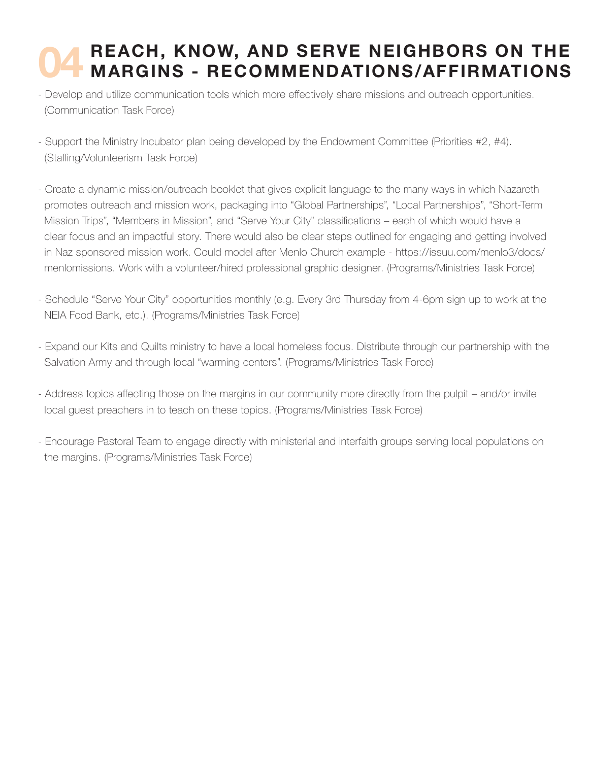# 04 REACH, KNOW, AND SERVE NEIGHBORS ON THE MARGINS - RECOMMENDATIONS/AFFIRMATIONS

- Develop and utilize communication tools which more effectively share missions and outreach opportunities. (Communication Task Force)

- Support the Ministry Incubator plan being developed by the Endowment Committee (Priorities #2, #4). (Staffing/Volunteerism Task Force)

- Create a dynamic mission/outreach booklet that gives explicit language to the many ways in which Nazareth promotes outreach and mission work, packaging into "Global Partnerships", "Local Partnerships", "Short-Term Mission Trips", "Members in Mission", and "Serve Your City" classifications – each of which would have a clear focus and an impactful story. There would also be clear steps outlined for engaging and getting involved in Naz sponsored mission work. Could model after Menlo Church example - https://issuu.com/menlo3/docs/menlomissions. Work with a volunteer/hired professional graphic designer. (Programs/Ministries Task Force)

- Schedule "Serve Your City" opportunities monthly (e.g. Every 3rd Thursday from 4-6pm sign up to work at the NEIA Food Bank, etc.). (Programs/Ministries Task Force)

- Expand our Kits and Quilts ministry to have a local homeless focus. Distribute through our partnership with the Salvation Army and through local "warming centers". (Programs/Ministries Task Force)

- Address topics affecting those on the margins in our community more directly from the pulpit – and/or invite local guest preachers in to teach on these topics. (Programs/Ministries Task Force)

- Encourage Pastoral Team to engage directly with ministerial and interfaith groups serving local populations on the margins. (Programs/Ministries Task Force)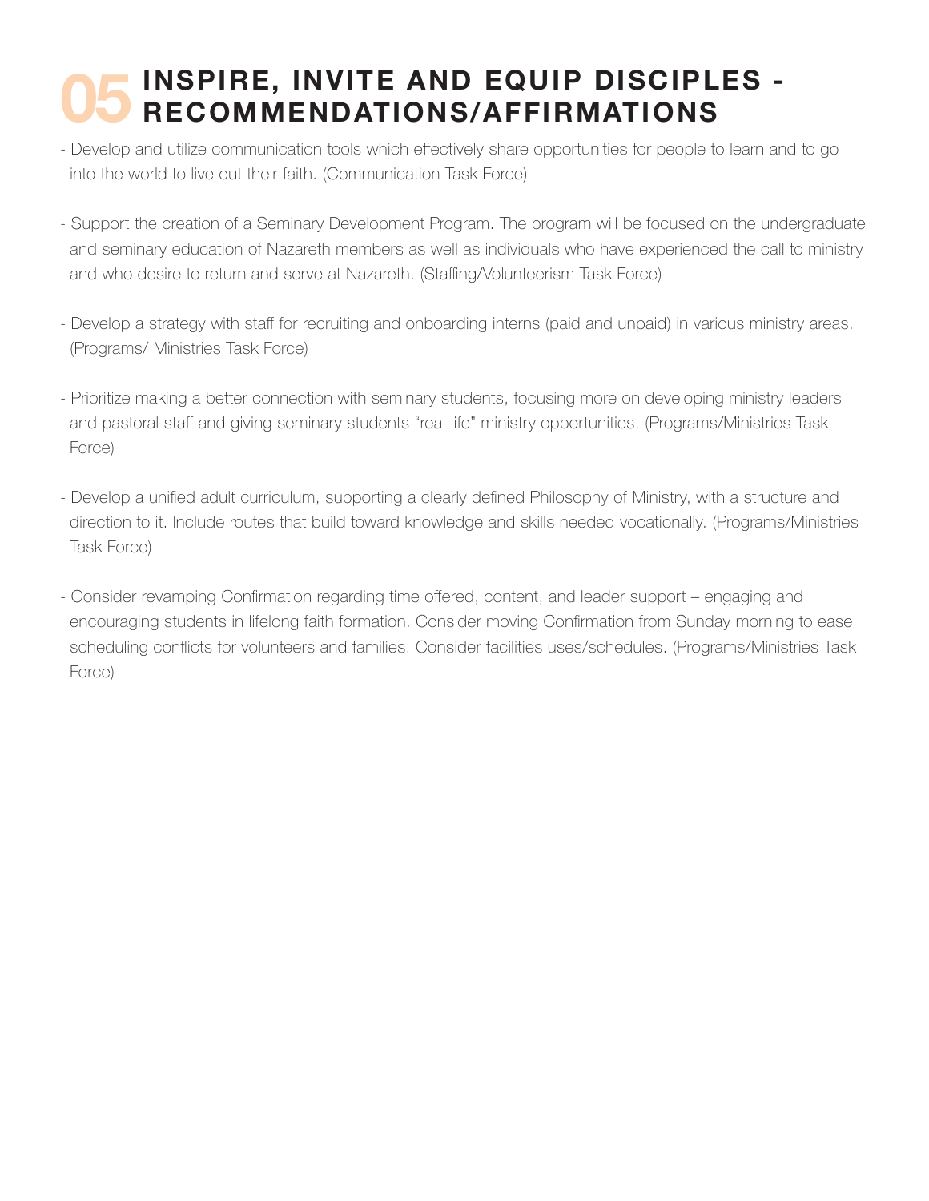# 05 INSPIRE, INVITE AND EQUIP DISCIPLES - RECOMMENDATIONS/AFFIRMATIONS

- Develop and utilize communication tools which effectively share opportunities for people to learn and to go into the world to live out their faith. (Communication Task Force)

- Support the creation of a Seminary Development Program. The program will be focused on the undergraduate and seminary education of Nazareth members as well as individuals who have experienced the call to ministry and who desire to return and serve at Nazareth. (Staffing/Volunteerism Task Force)

- Develop a strategy with staff for recruiting and onboarding interns (paid and unpaid) in various ministry areas. (Programs/ Ministries Task Force)

- Prioritize making a better connection with seminary students, focusing more on developing ministry leaders and pastoral staff and giving seminary students “real life” ministry opportunities. (Programs/Ministries Task Force)

- Develop a unified adult curriculum, supporting a clearly defined Philosophy of Ministry, with a structure and direction to it. Include routes that build toward knowledge and skills needed vocationally. (Programs/Ministries Task Force)

- Consider revamping Confirmation regarding time offered, content, and leader support – engaging and encouraging students in lifelong faith formation. Consider moving Confirmation from Sunday morning to ease scheduling conflicts for volunteers and families. Consider facilities uses/schedules. (Programs/Ministries Task Force)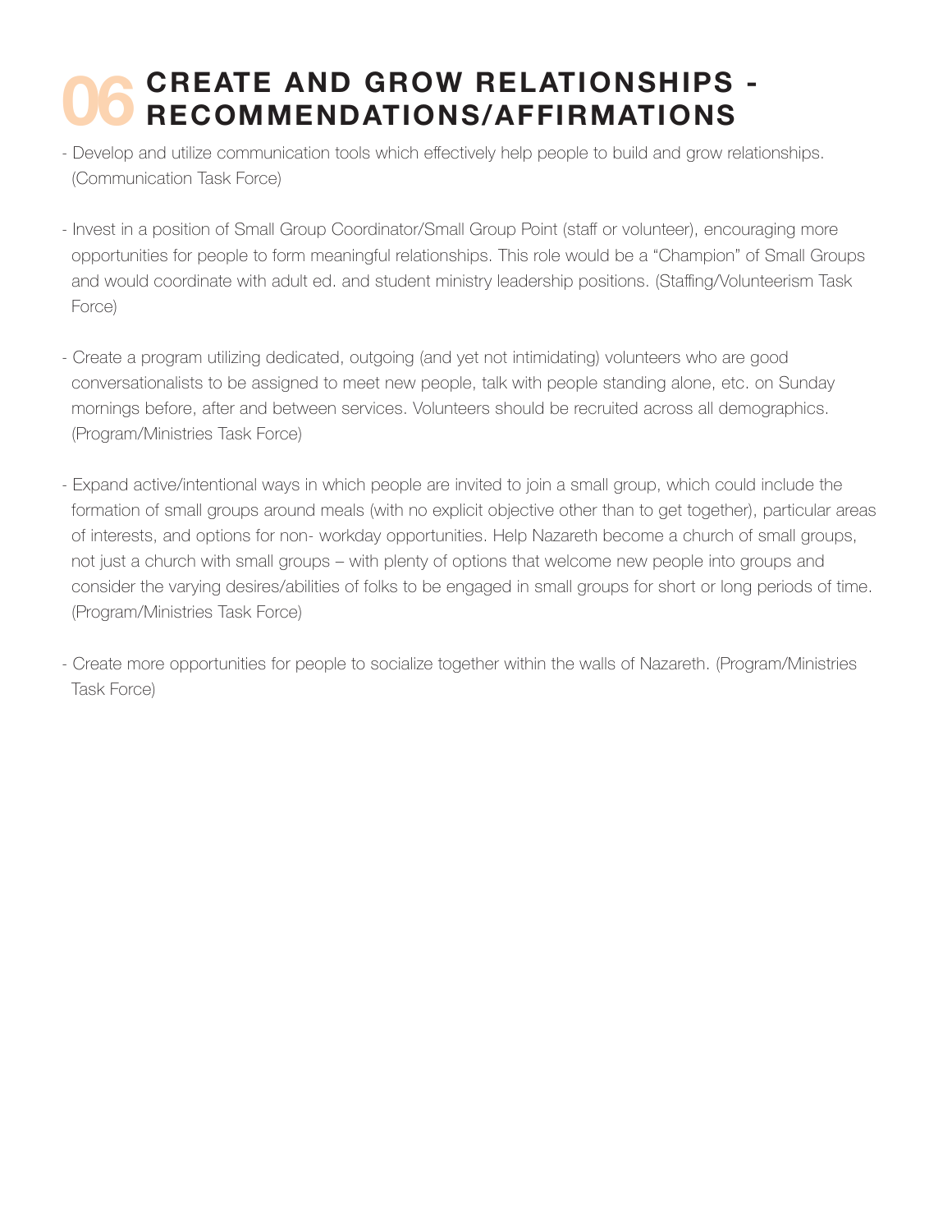# 06 CREATE AND GROW RELATIONSHIPS - RECOMMENDATIONS/AFFIRMATIONS

- Develop and utilize communication tools which effectively help people to build and grow relationships. (Communication Task Force)

- Invest in a position of Small Group Coordinator/Small Group Point (staff or volunteer), encouraging more opportunities for people to form meaningful relationships. This role would be a "Champion" of Small Groups and would coordinate with adult ed. and student ministry leadership positions. (Staffing/Volunteerism Task Force)

- Create a program utilizing dedicated, outgoing (and yet not intimidating) volunteers who are good conversationalists to be assigned to meet new people, talk with people standing alone, etc. on Sunday mornings before, after and between services. Volunteers should be recruited across all demographics. (Program/Ministries Task Force)

- Expand active/intentional ways in which people are invited to join a small group, which could include the formation of small groups around meals (with no explicit objective other than to get together), particular areas of interests, and options for non- workday opportunities. Help Nazareth become a church of small groups, not just a church with small groups – with plenty of options that welcome new people into groups and consider the varying desires/abilities of folks to be engaged in small groups for short or long periods of time. (Program/Ministries Task Force)

- Create more opportunities for people to socialize together within the walls of Nazareth. (Program/Ministries Task Force)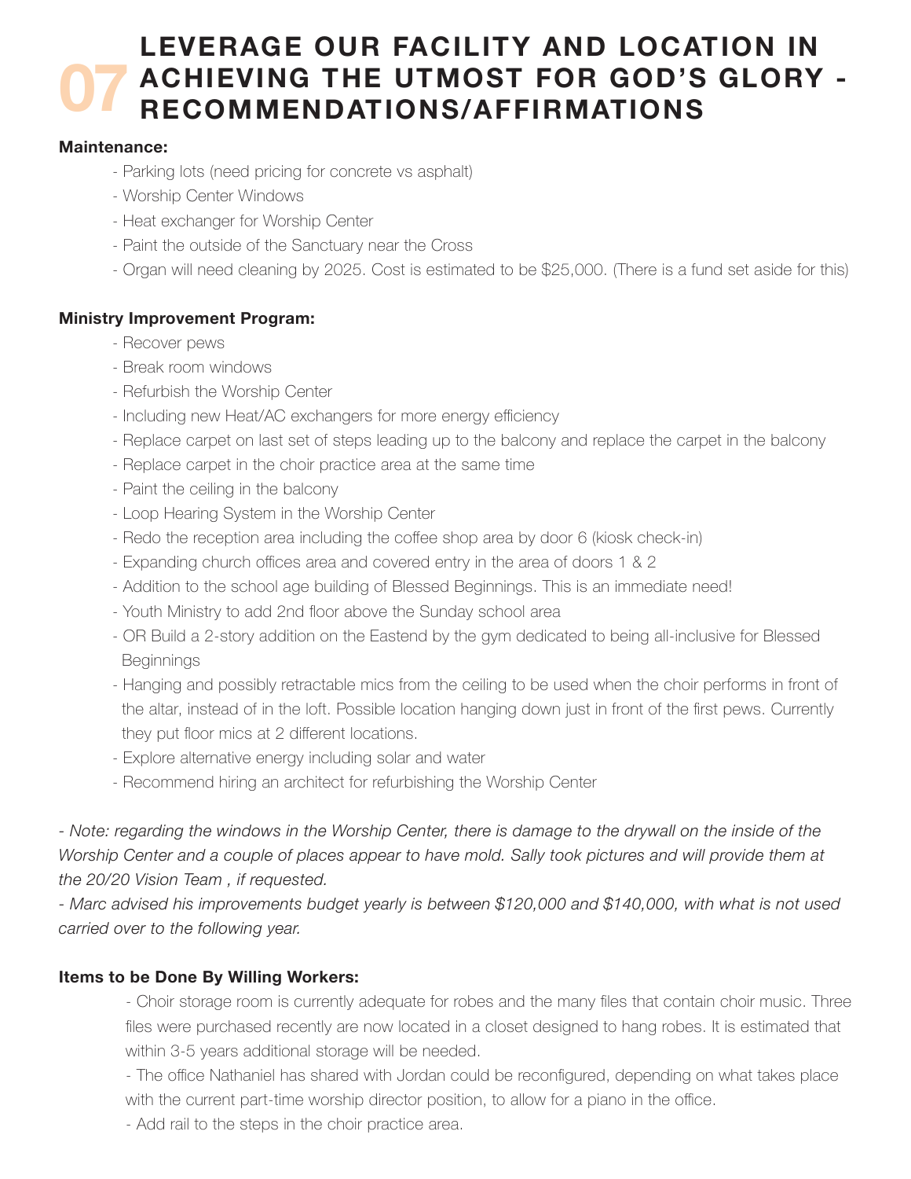# 07 LEVERAGE OUR FACILITY AND LOCATION IN ACHIEVING THE UTMOST FOR GOD'S GLORY - RECOMMENDATIONS/AFFIRMATIONS

**Maintenance:**

- Parking lots (need pricing for concrete vs asphalt)
- Worship Center Windows
- Heat exchanger for Worship Center
- Paint the outside of the Sanctuary near the Cross
- Organ will need cleaning by 2025. Cost is estimated to be $25,000. (There is a fund set aside for this)

**Ministry Improvement Program:**

- Recover pews
- Break room windows
- Refurbish the Worship Center
- Including new Heat/AC exchangers for more energy efficiency
- Replace carpet on last set of steps leading up to the balcony and replace the carpet in the balcony
- Replace carpet in the choir practice area at the same time
- Paint the ceiling in the balcony
- Loop Hearing System in the Worship Center
- Redo the reception area including the coffee shop area by door 6 (kiosk check-in)
- Expanding church offices area and covered entry in the area of doors 1 & 2
- Addition to the school age building of Blessed Beginnings. This is an immediate need!
- Youth Ministry to add 2nd floor above the Sunday school area
- OR Build a 2-story addition on the Eastend by the gym dedicated to being all-inclusive for Blessed Beginnings
- Hanging and possibly retractable mics from the ceiling to be used when the choir performs in front of the altar, instead of in the loft. Possible location hanging down just in front of the first pews. Currently they put floor mics at 2 different locations.
- Explore alternative energy including solar and water
- Recommend hiring an architect for refurbishing the Worship Center

*- Note: regarding the windows in the Worship Center, there is damage to the drywall on the inside of the Worship Center and a couple of places appear to have mold. Sally took pictures and will provide them at the 20/20 Vision Team , if requested.*

*- Marc advised his improvements budget yearly is between $120,000 and $140,000, with what is not used carried over to the following year.*

**Items to be Done By Willing Workers:**

- Choir storage room is currently adequate for robes and the many files that contain choir music. Three files were purchased recently are now located in a closet designed to hang robes. It is estimated that within 3-5 years additional storage will be needed.
- The office Nathaniel has shared with Jordan could be reconfigured, depending on what takes place with the current part-time worship director position, to allow for a piano in the office.
- Add rail to the steps in the choir practice area.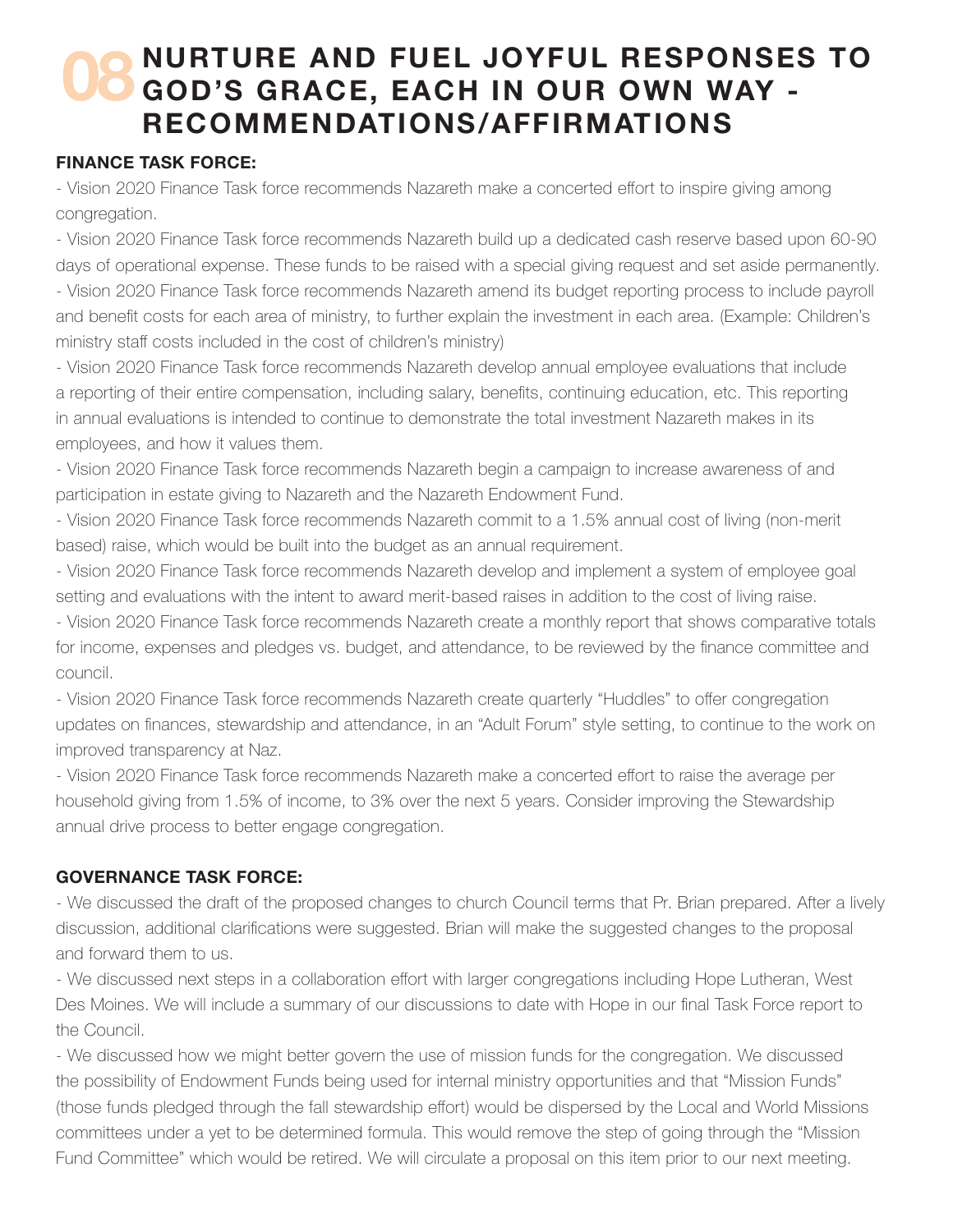# 08 NURTURE AND FUEL JOYFUL RESPONSES TO GOD'S GRACE, EACH IN OUR OWN WAY - RECOMMENDATIONS/AFFIRMATIONS

**FINANCE TASK FORCE:**

- Vision 2020 Finance Task force recommends Nazareth make a concerted effort to inspire giving among congregation.
- Vision 2020 Finance Task force recommends Nazareth build up a dedicated cash reserve based upon 60-90 days of operational expense. These funds to be raised with a special giving request and set aside permanently.
- Vision 2020 Finance Task force recommends Nazareth amend its budget reporting process to include payroll and benefit costs for each area of ministry, to further explain the investment in each area. (Example: Children's ministry staff costs included in the cost of children's ministry)
- Vision 2020 Finance Task force recommends Nazareth develop annual employee evaluations that include a reporting of their entire compensation, including salary, benefits, continuing education, etc. This reporting in annual evaluations is intended to continue to demonstrate the total investment Nazareth makes in its employees, and how it values them.
- Vision 2020 Finance Task force recommends Nazareth begin a campaign to increase awareness of and participation in estate giving to Nazareth and the Nazareth Endowment Fund.
- Vision 2020 Finance Task force recommends Nazareth commit to a 1.5% annual cost of living (non-merit based) raise, which would be built into the budget as an annual requirement.
- Vision 2020 Finance Task force recommends Nazareth develop and implement a system of employee goal setting and evaluations with the intent to award merit-based raises in addition to the cost of living raise.
- Vision 2020 Finance Task force recommends Nazareth create a monthly report that shows comparative totals for income, expenses and pledges vs. budget, and attendance, to be reviewed by the finance committee and council.
- Vision 2020 Finance Task force recommends Nazareth create quarterly "Huddles" to offer congregation updates on finances, stewardship and attendance, in an "Adult Forum" style setting, to continue to the work on improved transparency at Naz.
- Vision 2020 Finance Task force recommends Nazareth make a concerted effort to raise the average per household giving from 1.5% of income, to 3% over the next 5 years. Consider improving the Stewardship annual drive process to better engage congregation.

**GOVERNANCE TASK FORCE:**

- We discussed the draft of the proposed changes to church Council terms that Pr. Brian prepared. After a lively discussion, additional clarifications were suggested. Brian will make the suggested changes to the proposal and forward them to us.
- We discussed next steps in a collaboration effort with larger congregations including Hope Lutheran, West Des Moines. We will include a summary of our discussions to date with Hope in our final Task Force report to the Council.
- We discussed how we might better govern the use of mission funds for the congregation. We discussed the possibility of Endowment Funds being used for internal ministry opportunities and that "Mission Funds" (those funds pledged through the fall stewardship effort) would be dispersed by the Local and World Missions committees under a yet to be determined formula. This would remove the step of going through the "Mission Fund Committee" which would be retired. We will circulate a proposal on this item prior to our next meeting.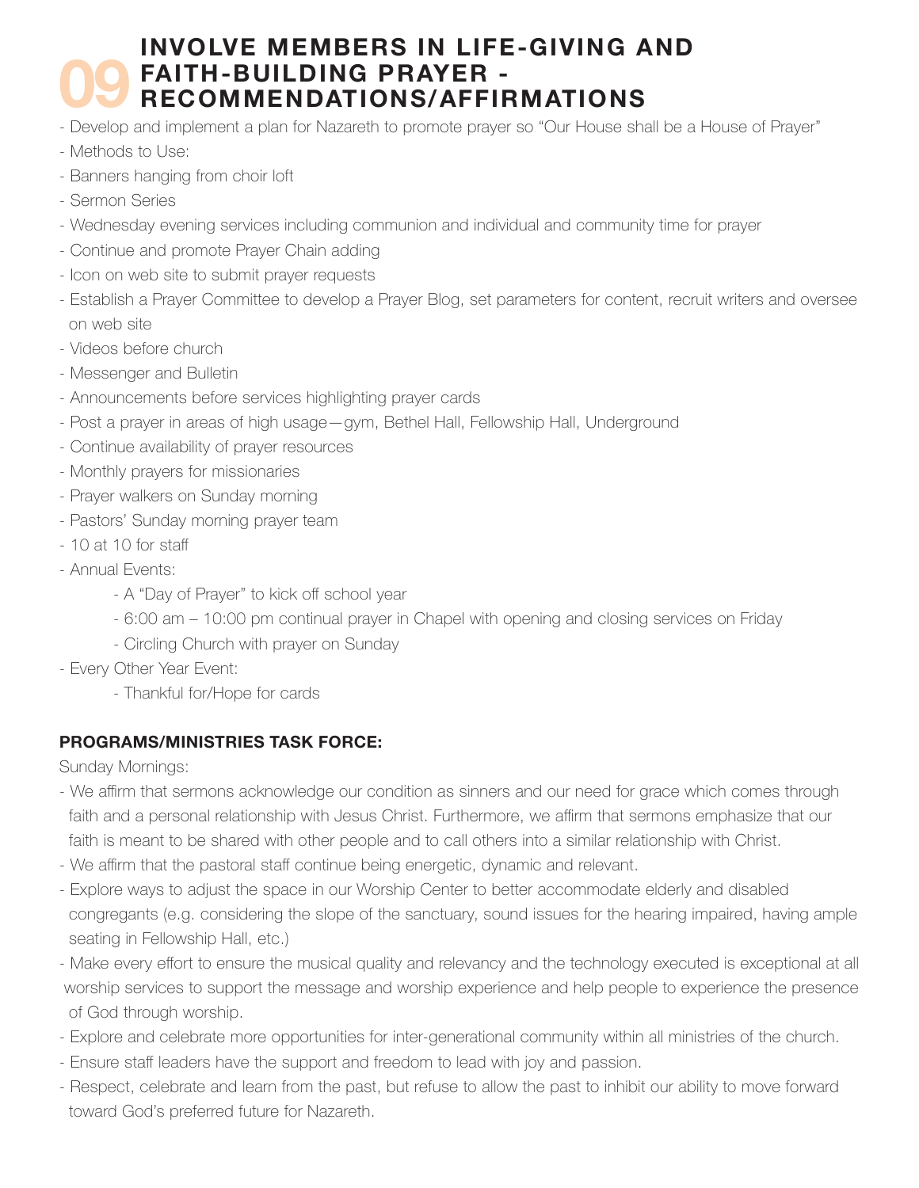# 09 INVOLVE MEMBERS IN LIFE-GIVING AND FAITH-BUILDING PRAYER - RECOMMENDATIONS/AFFIRMATIONS

- Develop and implement a plan for Nazareth to promote prayer so "Our House shall be a House of Prayer"
- Methods to Use:
- Banners hanging from choir loft
- Sermon Series
- Wednesday evening services including communion and individual and community time for prayer
- Continue and promote Prayer Chain adding
- Icon on web site to submit prayer requests
- Establish a Prayer Committee to develop a Prayer Blog, set parameters for content, recruit writers and oversee on web site
- Videos before church
- Messenger and Bulletin
- Announcements before services highlighting prayer cards
- Post a prayer in areas of high usage—gym, Bethel Hall, Fellowship Hall, Underground
- Continue availability of prayer resources
- Monthly prayers for missionaries
- Prayer walkers on Sunday morning
- Pastors' Sunday morning prayer team
- 10 at 10 for staff
- Annual Events:
    - A "Day of Prayer" to kick off school year
    - 6:00 am – 10:00 pm continual prayer in Chapel with opening and closing services on Friday
    - Circling Church with prayer on Sunday
- Every Other Year Event:
    - Thankful for/Hope for cards

**PROGRAMS/MINISTRIES TASK FORCE:**

Sunday Mornings:

- We affirm that sermons acknowledge our condition as sinners and our need for grace which comes through faith and a personal relationship with Jesus Christ. Furthermore, we affirm that sermons emphasize that our faith is meant to be shared with other people and to call others into a similar relationship with Christ.
- We affirm that the pastoral staff continue being energetic, dynamic and relevant.
- Explore ways to adjust the space in our Worship Center to better accommodate elderly and disabled congregants (e.g. considering the slope of the sanctuary, sound issues for the hearing impaired, having ample seating in Fellowship Hall, etc.)
- Make every effort to ensure the musical quality and relevancy and the technology executed is exceptional at all worship services to support the message and worship experience and help people to experience the presence of God through worship.
- Explore and celebrate more opportunities for inter-generational community within all ministries of the church.
- Ensure staff leaders have the support and freedom to lead with joy and passion.
- Respect, celebrate and learn from the past, but refuse to allow the past to inhibit our ability to move forward toward God's preferred future for Nazareth.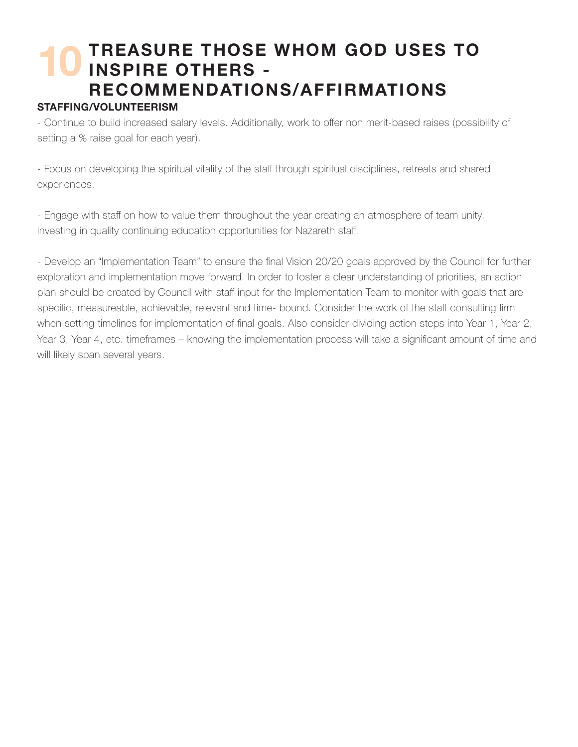# 10 TREASURE THOSE WHOM GOD USES TO INSPIRE OTHERS - RECOMMENDATIONS/AFFIRMATIONS

**STAFFING/VOLUNTEERISM**

- Continue to build increased salary levels. Additionally, work to offer non merit-based raises (possibility of setting a % raise goal for each year).

- Focus on developing the spiritual vitality of the staff through spiritual disciplines, retreats and shared experiences.

- Engage with staff on how to value them throughout the year creating an atmosphere of team unity. Investing in quality continuing education opportunities for Nazareth staff.

- Develop an "Implementation Team" to ensure the final Vision 20/20 goals approved by the Council for further exploration and implementation move forward. In order to foster a clear understanding of priorities, an action plan should be created by Council with staff input for the Implementation Team to monitor with goals that are specific, measureable, achievable, relevant and time- bound. Consider the work of the staff consulting firm when setting timelines for implementation of final goals. Also consider dividing action steps into Year 1, Year 2, Year 3, Year 4, etc. timeframes – knowing the implementation process will take a significant amount of time and will likely span several years.